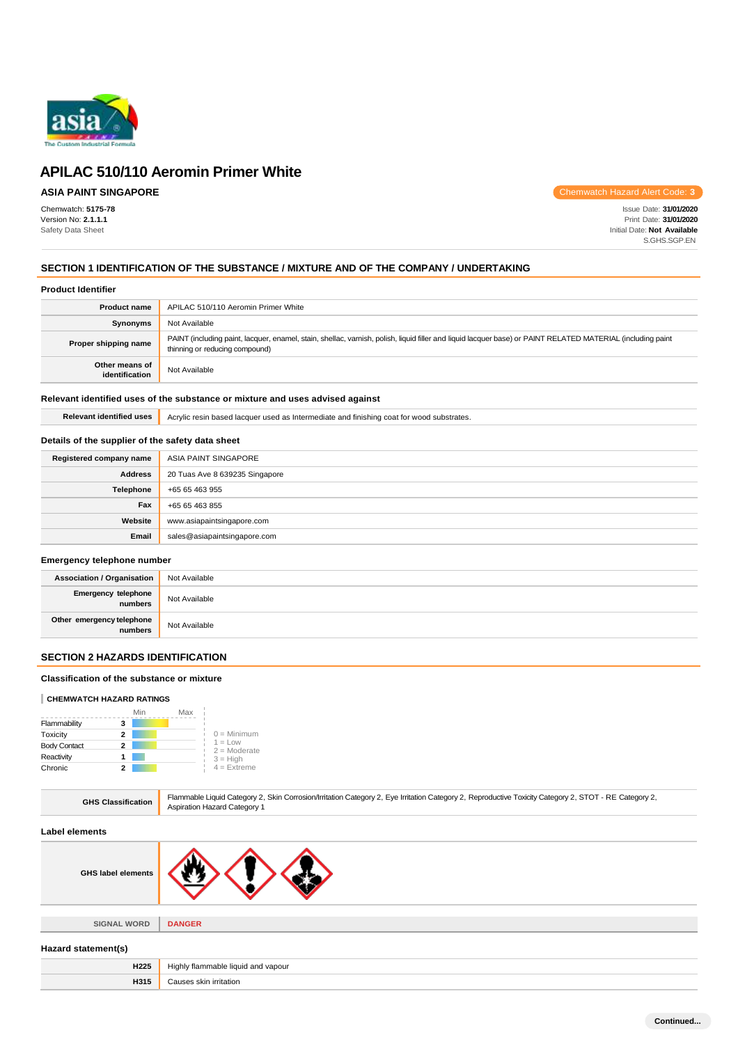# APILAC 510/110 Aeromin Primer White

**ASIA PAINT SINGAPORE**

Chemwatch Hazard Alert Code: 3

Chemwatch: **5175-78**
Version No: **2.1.1.1**
Safety Data Sheet

Issue Date: **31/01/2020**
Print Date: **31/01/2020**
Initial Date: **Not Available**
S.GHS.SGP.EN

## SECTION 1 IDENTIFICATION OF THE SUBSTANCE / MIXTURE AND OF THE COMPANY / UNDERTAKING

### Product Identifier

| | |
|---|---|
| **Product name** | APILAC 510/110 Aeromin Primer White |
| **Synonyms** | Not Available |
| **Proper shipping name** | PAINT (including paint, lacquer, enamel, stain, shellac, varnish, polish, liquid filler and liquid lacquer base) or PAINT RELATED MATERIAL (including paint thinning or reducing compound) |
| **Other means of identification** | Not Available |

### Relevant identified uses of the substance or mixture and uses advised against

| | |
|---|---|
| **Relevant identified uses** | Acrylic resin based lacquer used as Intermediate and finishing coat for wood substrates. |

### Details of the supplier of the safety data sheet

| | |
|---|---|
| **Registered company name** | ASIA PAINT SINGAPORE |
| **Address** | 20 Tuas Ave 8 639235 Singapore |
| **Telephone** | +65 65 463 955 |
| **Fax** | +65 65 463 855 |
| **Website** | www.asiapaintsingapore.com |
| **Email** | sales@asiapaintsingapore.com |

### Emergency telephone number

| | |
|---|---|
| **Association / Organisation** | Not Available |
| **Emergency telephone numbers** | Not Available |
| **Other emergency telephone numbers** | Not Available |

## SECTION 2 HAZARDS IDENTIFICATION

### Classification of the substance or mixture

**CHEMWATCH HAZARD RATINGS**

Min Max

Flammability 3
Toxicity 2
Body Contact 2
Reactivity 1
Chronic 2

0 = Minimum
1 = Low
2 = Moderate
3 = High
4 = Extreme

| | |
|---|---|
| **GHS Classification** | Flammable Liquid Category 2, Skin Corrosion/Irritation Category 2, Eye Irritation Category 2, Reproductive Toxicity Category 2, STOT - RE Category 2, Aspiration Hazard Category 1 |

### Label elements

| | |
|---|---|
| **GHS label elements** | |
| **SIGNAL WORD** | **DANGER** |

### Hazard statement(s)

| | |
|---|---|
| **H225** | Highly flammable liquid and vapour |
| **H315** | Causes skin irritation |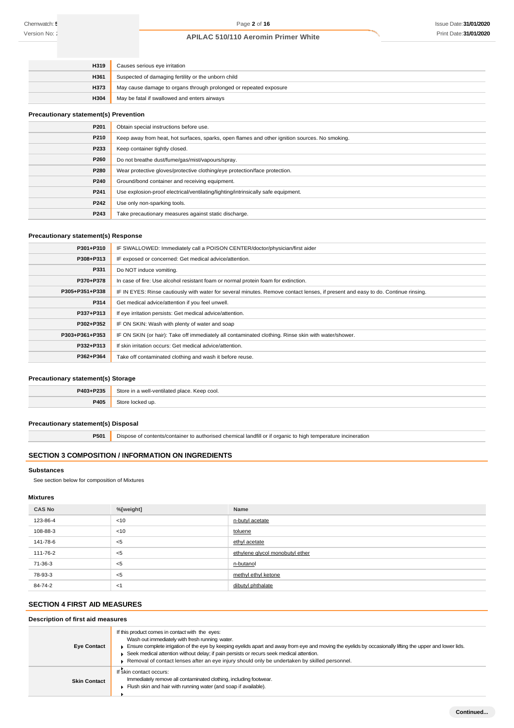| | |
|---|---|
| H319 | Causes serious eye irritation |
| H361 | Suspected of damaging fertility or the unborn child |
| H373 | May cause damage to organs through prolonged or repeated exposure |
| H304 | May be fatal if swallowed and enters airways |

### Precautionary statement(s) Prevention

| | |
|---|---|
| P201 | Obtain special instructions before use. |
| P210 | Keep away from heat, hot surfaces, sparks, open flames and other ignition sources. No smoking. |
| P233 | Keep container tightly closed. |
| P260 | Do not breathe dust/fume/gas/mist/vapours/spray. |
| P280 | Wear protective gloves/protective clothing/eye protection/face protection. |
| P240 | Ground/bond container and receiving equipment. |
| P241 | Use explosion-proof electrical/ventilating/lighting/intrinsically safe equipment. |
| P242 | Use only non-sparking tools. |
| P243 | Take precautionary measures against static discharge. |

### Precautionary statement(s) Response

| | |
|---|---|
| P301+P310 | IF SWALLOWED: Immediately call a POISON CENTER/doctor/physician/first aider |
| P308+P313 | IF exposed or concerned: Get medical advice/attention. |
| P331 | Do NOT induce vomiting. |
| P370+P378 | In case of fire: Use alcohol resistant foam or normal protein foam for extinction. |
| P305+P351+P338 | IF IN EYES: Rinse cautiously with water for several minutes. Remove contact lenses, if present and easy to do. Continue rinsing. |
| P314 | Get medical advice/attention if you feel unwell. |
| P337+P313 | If eye irritation persists: Get medical advice/attention. |
| P302+P352 | IF ON SKIN: Wash with plenty of water and soap |
| P303+P361+P353 | IF ON SKIN (or hair): Take off immediately all contaminated clothing. Rinse skin with water/shower. |
| P332+P313 | If skin irritation occurs: Get medical advice/attention. |
| P362+P364 | Take off contaminated clothing and wash it before reuse. |

### Precautionary statement(s) Storage

| | |
|---|---|
| P403+P235 | Store in a well-ventilated place. Keep cool. |
| P405 | Store locked up. |

### Precautionary statement(s) Disposal

| | |
|---|---|
| P501 | Dispose of contents/container to authorised chemical landfill or if organic to high temperature incineration |

## SECTION 3 COMPOSITION / INFORMATION ON INGREDIENTS

### Substances

See section below for composition of Mixtures

### Mixtures

| CAS No | %[weight] | Name |
|---|---|---|
| 123-86-4 | <10 | n-butyl acetate |
| 108-88-3 | <10 | toluene |
| 141-78-6 | <5 | ethyl acetate |
| 111-76-2 | <5 | ethylene glycol monobutyl ether |
| 71-36-3 | <5 | n-butanol |
| 78-93-3 | <5 | methyl ethyl ketone |
| 84-74-2 | <1 | dibutyl phthalate |

## SECTION 4 FIRST AID MEASURES

### Description of first aid measures

| | |
|---|---|
| Eye Contact | If this product comes in contact with the eyes:<br>Wash out immediately with fresh running water.<br>▶ Ensure complete irrigation of the eye by keeping eyelids apart and away from eye and moving the eyelids by occasionally lifting the upper and lower lids.<br>▶ Seek medical attention without delay; if pain persists or recurs seek medical attention.<br>▶ Removal of contact lenses after an eye injury should only be undertaken by skilled personnel. |
| Skin Contact | If skin contact occurs:<br>Immediately remove all contaminated clothing, including footwear.<br>▶ Flush skin and hair with running water (and soap if available).<br>▶ |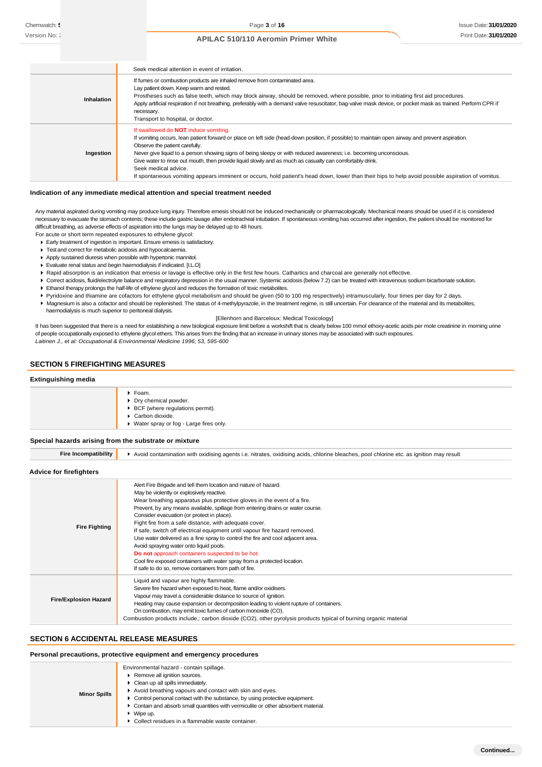| | |
|---|---|
| | Seek medical attention in event of irritation. |
| **Inhalation** | If fumes or combustion products are inhaled remove from contaminated area.<br>Lay patient down. Keep warm and rested.<br>Prostheses such as false teeth, which may block airway, should be removed, where possible, prior to initiating first aid procedures.<br>Apply artificial respiration if not breathing, preferably with a demand valve resuscitator, bag-valve mask device, or pocket mask as trained. Perform CPR if necessary.<br>Transport to hospital, or doctor. |
| **Ingestion** | If swallowed do **NOT** induce vomiting.<br>If vomiting occurs, lean patient forward or place on left side (head-down position, if possible) to maintain open airway and prevent aspiration.<br>Observe the patient carefully.<br>Never give liquid to a person showing signs of being sleepy or with reduced awareness; i.e. becoming unconscious.<br>Give water to rinse out mouth, then provide liquid slowly and as much as casualty can comfortably drink.<br>Seek medical advice.<br>If spontaneous vomiting appears imminent or occurs, hold patient's head down, lower than their hips to help avoid possible aspiration of vomitus. |

### Indication of any immediate medical attention and special treatment needed

Any material aspirated during vomiting may produce lung injury. Therefore emesis should not be induced mechanically or pharmacologically. Mechanical means should be used if it is considered necessary to evacuate the stomach contents; these include gastric lavage after endotracheal intubation. If spontaneous vomiting has occurred after ingestion, the patient should be monitored for difficult breathing, as adverse effects of aspiration into the lungs may be delayed up to 48 hours.

For acute or short term repeated exposures to ethylene glycol:

- Early treatment of ingestion is important. Ensure emesis is satisfactory.
- Test and correct for metabolic acidosis and hypocalcaemia.
- Apply sustained diuresis when possible with hypertonic mannitol.
- Evaluate renal status and begin haemodialysis if indicated. [I.L.O]
- Rapid absorption is an indication that emesis or lavage is effective only in the first few hours. Cathartics and charcoal are generally not effective.
- Correct acidosis, fluid/electrolyte balance and respiratory depression in the usual manner. Systemic acidosis (below 7.2) can be treated with intravenous sodium bicarbonate solution.
- Ethanol therapy prolongs the half-life of ethylene glycol and reduces the formation of toxic metabolites.
- Pyridoxine and thiamine are cofactors for ethylene glycol metabolism and should be given (50 to 100 mg respectively) intramuscularly, four times per day for 2 days.
- Magnesium is also a cofactor and should be replenished. The status of 4-methylpyrazole, in the treatment regime, is still uncertain. For clearance of the material and its metabolites, haemodialysis is much superior to peritoneal dialysis.

[Ellenhorn and Barceloux: Medical Toxicology]

It has been suggested that there is a need for establishing a new biological exposure limit before a workshift that is clearly below 100 mmol ethoxy-acetic acids per mole creatinine in morning urine of people occupationally exposed to ethylene glycol ethers. This arises from the finding that an increase in urinary stones may be associated with such exposures.

*Laitinen J., et al: Occupational & Environmental Medicine 1996; 53, 595-600*

## SECTION 5 FIREFIGHTING MEASURES

### Extinguishing media

- Foam.
- Dry chemical powder.
- BCF (where regulations permit).
- Carbon dioxide.
- Water spray or fog - Large fires only.

### Special hazards arising from the substrate or mixture

| | |
|---|---|
| **Fire Incompatibility** | Avoid contamination with oxidising agents i.e. nitrates, oxidising acids, chlorine bleaches, pool chlorine etc. as ignition may result |

### Advice for firefighters

| | |
|---|---|
| **Fire Fighting** | Alert Fire Brigade and tell them location and nature of hazard.<br>May be violently or explosively reactive.<br>Wear breathing apparatus plus protective gloves in the event of a fire.<br>Prevent, by any means available, spillage from entering drains or water course.<br>Consider evacuation (or protect in place).<br>Fight fire from a safe distance, with adequate cover.<br>If safe, switch off electrical equipment until vapour fire hazard removed.<br>Use water delivered as a fine spray to control the fire and cool adjacent area.<br>Avoid spraying water onto liquid pools.<br>**Do not** approach containers suspected to be hot.<br>Cool fire exposed containers with water spray from a protected location.<br>If safe to do so, remove containers from path of fire. |
| **Fire/Explosion Hazard** | Liquid and vapour are highly flammable.<br>Severe fire hazard when exposed to heat, flame and/or oxidisers.<br>Vapour may travel a considerable distance to source of ignition.<br>Heating may cause expansion or decomposition leading to violent rupture of containers.<br>On combustion, may emit toxic fumes of carbon monoxide (CO).<br>Combustion products include,: carbon dioxide ($CO_2$), other pyrolysis products typical of burning organic material |

## SECTION 6 ACCIDENTAL RELEASE MEASURES

### Personal precautions, protective equipment and emergency procedures

| | |
|---|---|
| **Minor Spills** | Environmental hazard - contain spillage.<br>• Remove all ignition sources.<br>• Clean up all spills immediately.<br>• Avoid breathing vapours and contact with skin and eyes.<br>• Control personal contact with the substance, by using protective equipment.<br>• Contain and absorb small quantities with vermiculite or other absorbent material.<br>• Wipe up.<br>• Collect residues in a flammable waste container. |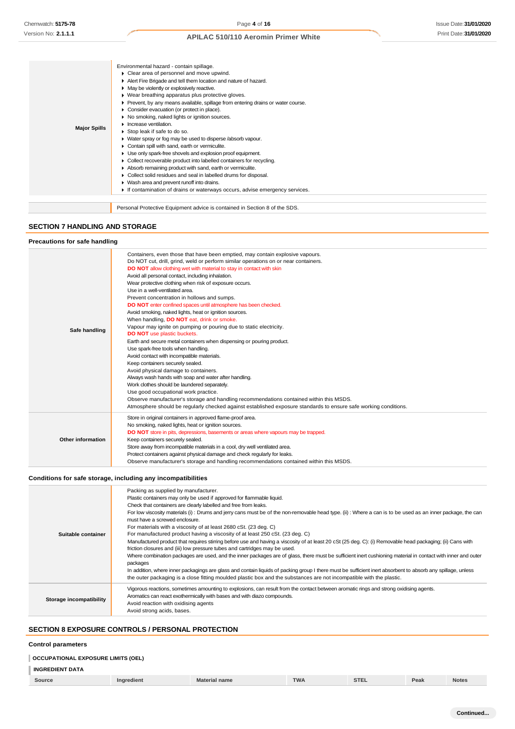| | |
|---|---|
| **Major Spills** | Environmental hazard - contain spillage.<br>▶ Clear area of personnel and move upwind.<br>▶ Alert Fire Brigade and tell them location and nature of hazard.<br>▶ May be violently or explosively reactive.<br>▶ Wear breathing apparatus plus protective gloves.<br>▶ Prevent, by any means available, spillage from entering drains or water course.<br>▶ Consider evacuation (or protect in place).<br>▶ No smoking, naked lights or ignition sources.<br>▶ Increase ventilation.<br>▶ Stop leak if safe to do so.<br>▶ Water spray or fog may be used to disperse /absorb vapour.<br>▶ Contain spill with sand, earth or vermiculite.<br>▶ Use only spark-free shovels and explosion proof equipment.<br>▶ Collect recoverable product into labelled containers for recycling.<br>▶ Absorb remaining product with sand, earth or vermiculite.<br>▶ Collect solid residues and seal in labelled drums for disposal.<br>▶ Wash area and prevent runoff into drains.<br>▶ If contamination of drains or waterways occurs, advise emergency services. |

| | |
|---|---|
| | Personal Protective Equipment advice is contained in Section 8 of the SDS. |

## SECTION 7 HANDLING AND STORAGE

### Precautions for safe handling

| | |
|---|---|
| **Safe handling** | Containers, even those that have been emptied, may contain explosive vapours.<br>Do NOT cut, drill, grind, weld or perform similar operations on or near containers.<br>**DO NOT** allow clothing wet with material to stay in contact with skin<br>Avoid all personal contact, including inhalation.<br>Wear protective clothing when risk of exposure occurs.<br>Use in a well-ventilated area.<br>Prevent concentration in hollows and sumps.<br>**DO NOT** enter confined spaces until atmosphere has been checked.<br>Avoid smoking, naked lights, heat or ignition sources.<br>When handling, **DO NOT** eat, drink or smoke.<br>Vapour may ignite on pumping or pouring due to static electricity.<br>**DO NOT** use plastic buckets.<br>Earth and secure metal containers when dispensing or pouring product.<br>Use spark-free tools when handling.<br>Avoid contact with incompatible materials.<br>Keep containers securely sealed.<br>Avoid physical damage to containers.<br>Always wash hands with soap and water after handling.<br>Work clothes should be laundered separately.<br>Use good occupational work practice.<br>Observe manufacturer's storage and handling recommendations contained within this MSDS.<br>Atmosphere should be regularly checked against established exposure standards to ensure safe working conditions. |
| **Other information** | Store in original containers in approved flame-proof area.<br>No smoking, naked lights, heat or ignition sources.<br>**DO NOT** store in pits, depressions, basements or areas where vapours may be trapped.<br>Keep containers securely sealed.<br>Store away from incompatible materials in a cool, dry well ventilated area.<br>Protect containers against physical damage and check regularly for leaks.<br>Observe manufacturer's storage and handling recommendations contained within this MSDS. |

### Conditions for safe storage, including any incompatibilities

| | |
|---|---|
| **Suitable container** | Packing as supplied by manufacturer.<br>Plastic containers may only be used if approved for flammable liquid.<br>Check that containers are clearly labelled and free from leaks.<br>For low viscosity materials (i) : Drums and jerry cans must be of the non-removable head type. (ii) : Where a can is to be used as an inner package, the can must have a screwed enclosure.<br>For materials with a viscosity of at least 2680 cSt. (23 deg. C)<br>For manufactured product having a viscosity of at least 250 cSt. (23 deg. C)<br>Manufactured product that requires stirring before use and having a viscosity of at least 20 cSt (25 deg. C): (i) Removable head packaging; (ii) Cans with friction closures and (iii) low pressure tubes and cartridges may be used.<br>Where combination packages are used, and the inner packages are of glass, there must be sufficient inert cushioning material in contact with inner and outer packages<br>In addition, where inner packagings are glass and contain liquids of packing group I there must be sufficient inert absorbent to absorb any spillage, unless the outer packaging is a close fitting moulded plastic box and the substances are not incompatible with the plastic. |
| **Storage incompatibility** | Vigorous reactions, sometimes amounting to explosions, can result from the contact between aromatic rings and strong oxidising agents.<br>Aromatics can react exothermically with bases and with diazo compounds.<br>Avoid reaction with oxidising agents<br>Avoid strong acids, bases. |

## SECTION 8 EXPOSURE CONTROLS / PERSONAL PROTECTION

### Control parameters

**OCCUPATIONAL EXPOSURE LIMITS (OEL)**

**INGREDIENT DATA**

| Source | Ingredient | Material name | TWA | STEL | Peak | Notes |
|---|---|---|---|---|---|---|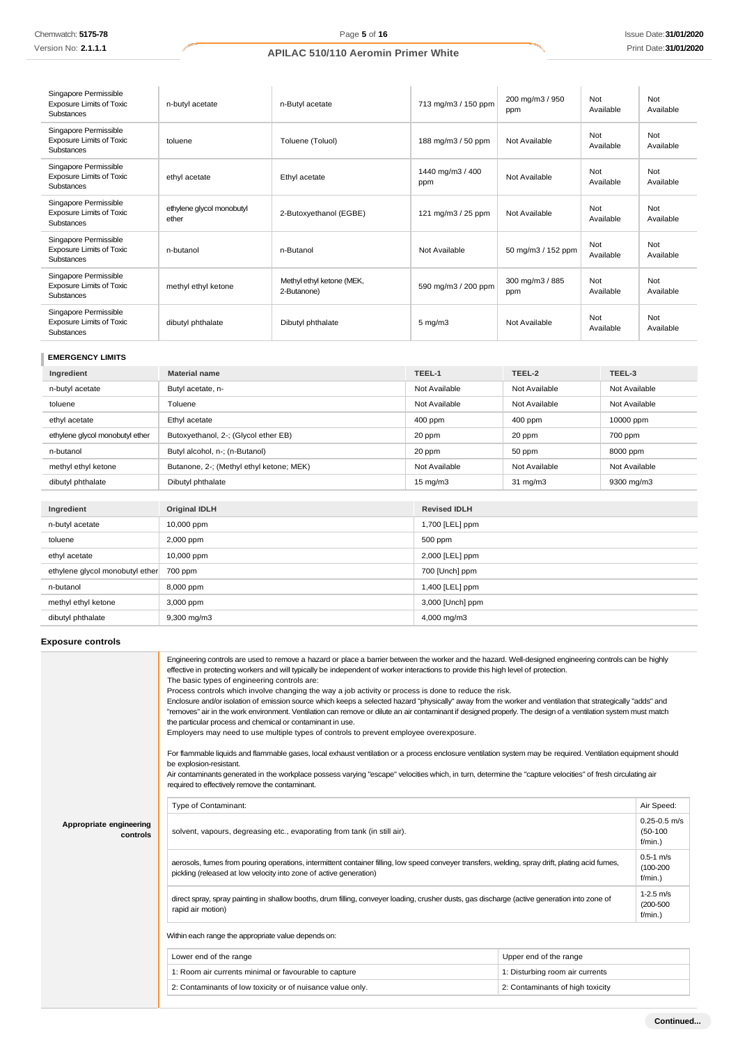| | | | | | | |
|---|---|---|---|---|---|---|
| Singapore Permissible Exposure Limits of Toxic Substances | n-butyl acetate | n-Butyl acetate | 713 mg/m3 / 150 ppm | 200 mg/m3 / 950 ppm | Not Available | Not Available |
| Singapore Permissible Exposure Limits of Toxic Substances | toluene | Toluene (Toluol) | 188 mg/m3 / 50 ppm | Not Available | Not Available | Not Available |
| Singapore Permissible Exposure Limits of Toxic Substances | ethyl acetate | Ethyl acetate | 1440 mg/m3 / 400 ppm | Not Available | Not Available | Not Available |
| Singapore Permissible Exposure Limits of Toxic Substances | ethylene glycol monobutyl ether | 2-Butoxyethanol (EGBE) | 121 mg/m3 / 25 ppm | Not Available | Not Available | Not Available |
| Singapore Permissible Exposure Limits of Toxic Substances | n-butanol | n-Butanol | Not Available | 50 mg/m3 / 152 ppm | Not Available | Not Available |
| Singapore Permissible Exposure Limits of Toxic Substances | methyl ethyl ketone | Methyl ethyl ketone (MEK, 2-Butanone) | 590 mg/m3 / 200 ppm | 300 mg/m3 / 885 ppm | Not Available | Not Available |
| Singapore Permissible Exposure Limits of Toxic Substances | dibutyl phthalate | Dibutyl phthalate | 5 mg/m3 | Not Available | Not Available | Not Available |

### EMERGENCY LIMITS

| Ingredient | Material name | TEEL-1 | TEEL-2 | TEEL-3 |
|---|---|---|---|---|
| n-butyl acetate | Butyl acetate, n- | Not Available | Not Available | Not Available |
| toluene | Toluene | Not Available | Not Available | Not Available |
| ethyl acetate | Ethyl acetate | 400 ppm | 400 ppm | 10000 ppm |
| ethylene glycol monobutyl ether | Butoxyethanol, 2-; (Glycol ether EB) | 20 ppm | 20 ppm | 700 ppm |
| n-butanol | Butyl alcohol, n-; (n-Butanol) | 20 ppm | 50 ppm | 8000 ppm |
| methyl ethyl ketone | Butanone, 2-; (Methyl ethyl ketone; MEK) | Not Available | Not Available | Not Available |
| dibutyl phthalate | Dibutyl phthalate | 15 mg/m3 | 31 mg/m3 | 9300 mg/m3 |

| Ingredient | Original IDLH | Revised IDLH |
|---|---|---|
| n-butyl acetate | 10,000 ppm | 1,700 [LEL] ppm |
| toluene | 2,000 ppm | 500 ppm |
| ethyl acetate | 10,000 ppm | 2,000 [LEL] ppm |
| ethylene glycol monobutyl ether | 700 ppm | 700 [Unch] ppm |
| n-butanol | 8,000 ppm | 1,400 [LEL] ppm |
| methyl ethyl ketone | 3,000 ppm | 3,000 [Unch] ppm |
| dibutyl phthalate | 9,300 mg/m3 | 4,000 mg/m3 |

### Exposure controls

**Appropriate engineering controls**

Engineering controls are used to remove a hazard or place a barrier between the worker and the hazard. Well-designed engineering controls can be highly effective in protecting workers and will typically be independent of worker interactions to provide this high level of protection.
The basic types of engineering controls are:
Process controls which involve changing the way a job activity or process is done to reduce the risk.
Enclosure and/or isolation of emission source which keeps a selected hazard "physically" away from the worker and ventilation that strategically "adds" and "removes" air in the work environment. Ventilation can remove or dilute an air contaminant if designed properly. The design of a ventilation system must match the particular process and chemical or contaminant in use.
Employers may need to use multiple types of controls to prevent employee overexposure.

For flammable liquids and flammable gases, local exhaust ventilation or a process enclosure ventilation system may be required. Ventilation equipment should be explosion-resistant.
Air contaminants generated in the workplace possess varying "escape" velocities which, in turn, determine the "capture velocities" of fresh circulating air required to effectively remove the contaminant.

| Type of Contaminant: | Air Speed: |
|---|---|
| solvent, vapours, degreasing etc., evaporating from tank (in still air). | 0.25-0.5 m/s (50-100 f/min.) |
| aerosols, fumes from pouring operations, intermittent container filling, low speed conveyer transfers, welding, spray drift, plating acid fumes, pickling (released at low velocity into zone of active generation) | 0.5-1 m/s (100-200 f/min.) |
| direct spray, spray painting in shallow booths, drum filling, conveyer loading, crusher dusts, gas discharge (active generation into zone of rapid air motion) | 1-2.5 m/s (200-500 f/min.) |

Within each range the appropriate value depends on:

| Lower end of the range | Upper end of the range |
|---|---|
| 1: Room air currents minimal or favourable to capture | 1: Disturbing room air currents |
| 2: Contaminants of low toxicity or of nuisance value only. | 2: Contaminants of high toxicity |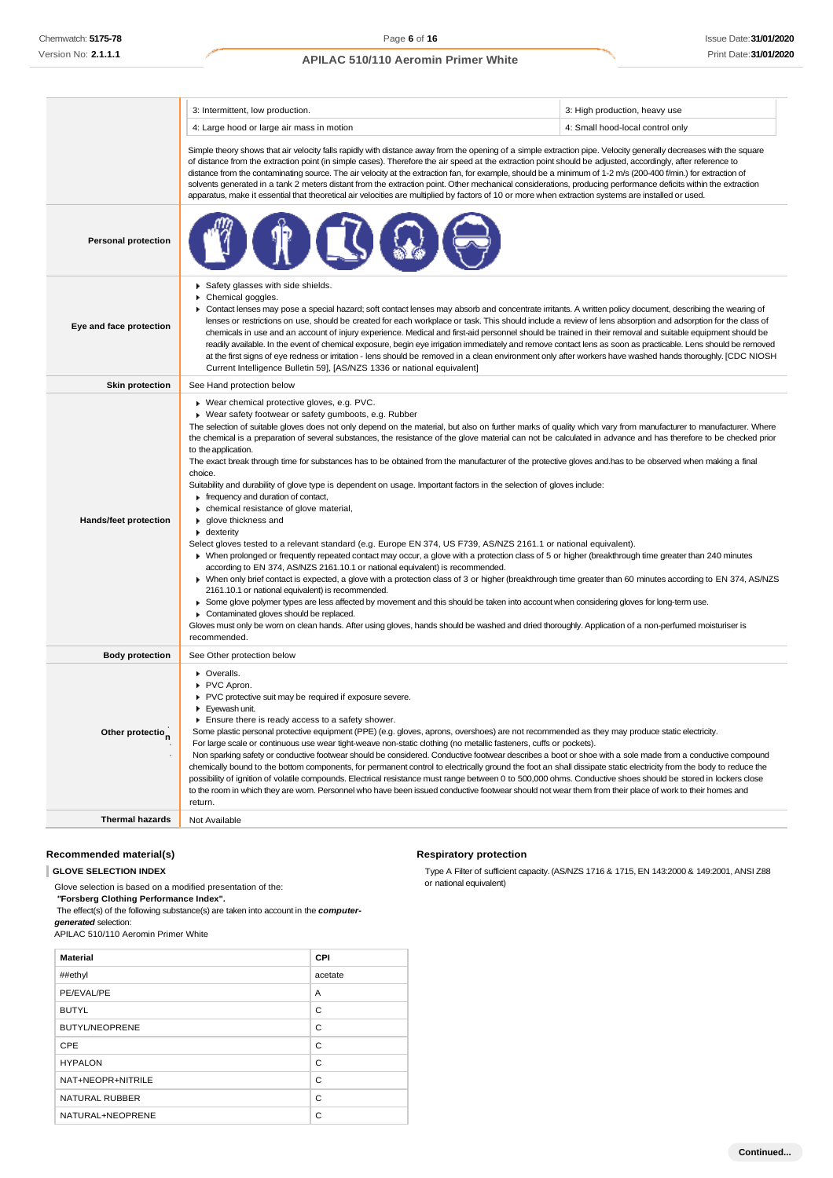| | | |
|---|---|---|
| | 3: Intermittent, low production. | 3: High production, heavy use |
| | 4: Large hood or large air mass in motion | 4: Small hood-local control only |

Simple theory shows that air velocity falls rapidly with distance away from the opening of a simple extraction pipe. Velocity generally decreases with the square of distance from the extraction point (in simple cases). Therefore the air speed at the extraction point should be adjusted, accordingly, after reference to distance from the contaminating source. The air velocity at the extraction fan, for example, should be a minimum of 1-2 m/s (200-400 f/min.) for extraction of solvents generated in a tank 2 meters distant from the extraction point. Other mechanical considerations, producing performance deficits within the extraction apparatus, make it essential that theoretical air velocities are multiplied by factors of 10 or more when extraction systems are installed or used.

| | |
|---|---|
| **Personal protection** | |
| **Eye and face protection** | ▸ Safety glasses with side shields.<br>▸ Chemical goggles.<br>▸ Contact lenses may pose a special hazard; soft contact lenses may absorb and concentrate irritants. A written policy document, describing the wearing of lenses or restrictions on use, should be created for each workplace or task. This should include a review of lens absorption and adsorption for the class of chemicals in use and an account of injury experience. Medical and first-aid personnel should be trained in their removal and suitable equipment should be readily available. In the event of chemical exposure, begin eye irrigation immediately and remove contact lens as soon as practicable. Lens should be removed at the first signs of eye redness or irritation - lens should be removed in a clean environment only after workers have washed hands thoroughly. [CDC NIOSH Current Intelligence Bulletin 59], [AS/NZS 1336 or national equivalent] |
| **Skin protection** | See Hand protection below |
| **Hands/feet protection** | ▸ Wear chemical protective gloves, e.g. PVC.<br>▸ Wear safety footwear or safety gumboots, e.g. Rubber<br>The selection of suitable gloves does not only depend on the material, but also on further marks of quality which vary from manufacturer to manufacturer. Where the chemical is a preparation of several substances, the resistance of the glove material can not be calculated in advance and has therefore to be checked prior to the application.<br>The exact break through time for substances has to be obtained from the manufacturer of the protective gloves and.has to be observed when making a final choice.<br>Suitability and durability of glove type is dependent on usage. Important factors in the selection of gloves include:<br>▸ frequency and duration of contact,<br>▸ chemical resistance of glove material,<br>▸ glove thickness and<br>▸ dexterity<br>Select gloves tested to a relevant standard (e.g. Europe EN 374, US F739, AS/NZS 2161.1 or national equivalent).<br>▸ When prolonged or frequently repeated contact may occur, a glove with a protection class of 5 or higher (breakthrough time greater than 240 minutes according to EN 374, AS/NZS 2161.10.1 or national equivalent) is recommended.<br>▸ When only brief contact is expected, a glove with a protection class of 3 or higher (breakthrough time greater than 60 minutes according to EN 374, AS/NZS 2161.10.1 or national equivalent) is recommended.<br>▸ Some glove polymer types are less affected by movement and this should be taken into account when considering gloves for long-term use.<br>▸ Contaminated gloves should be replaced.<br>Gloves must only be worn on clean hands. After using gloves, hands should be washed and dried thoroughly. Application of a non-perfumed moisturiser is recommended. |
| **Body protection** | See Other protection below |
| **Other protection** | ▸ Overalls.<br>▸ PVC Apron.<br>▸ PVC protective suit may be required if exposure severe.<br>▸ Eyewash unit.<br>▸ Ensure there is ready access to a safety shower.<br>Some plastic personal protective equipment (PPE) (e.g. gloves, aprons, overshoes) are not recommended as they may produce static electricity.<br>For large scale or continuous use wear tight-weave non-static clothing (no metallic fasteners, cuffs or pockets).<br>Non sparking safety or conductive footwear should be considered. Conductive footwear describes a boot or shoe with a sole made from a conductive compound chemically bound to the bottom components, for permanent control to electrically ground the foot an shall dissipate static electricity from the body to reduce the possibility of ignition of volatile compounds. Electrical resistance must range between 0 to 500,000 ohms. Conductive shoes should be stored in lockers close to the room in which they are worn. Personnel who have been issued conductive footwear should not wear them from their place of work to their homes and return. |
| **Thermal hazards** | Not Available |

### Recommended material(s)

**GLOVE SELECTION INDEX**

Glove selection is based on a modified presentation of the:
***"Forsberg Clothing Performance Index".***
The effect(s) of the following substance(s) are taken into account in the ***computer-generated*** selection:
APILAC 510/110 Aeromin Primer White

| Material | CPI |
|---|---|
| ##ethyl | acetate |
| PE/EVAL/PE | A |
| BUTYL | C |
| BUTYL/NEOPRENE | C |
| CPE | C |
| HYPALON | C |
| NAT+NEOPR+NITRILE | C |
| NATURAL RUBBER | C |
| NATURAL+NEOPRENE | C |

### Respiratory protection

Type A Filter of sufficient capacity. (AS/NZS 1716 & 1715, EN 143:2000 & 149:2001, ANSI Z88 or national equivalent)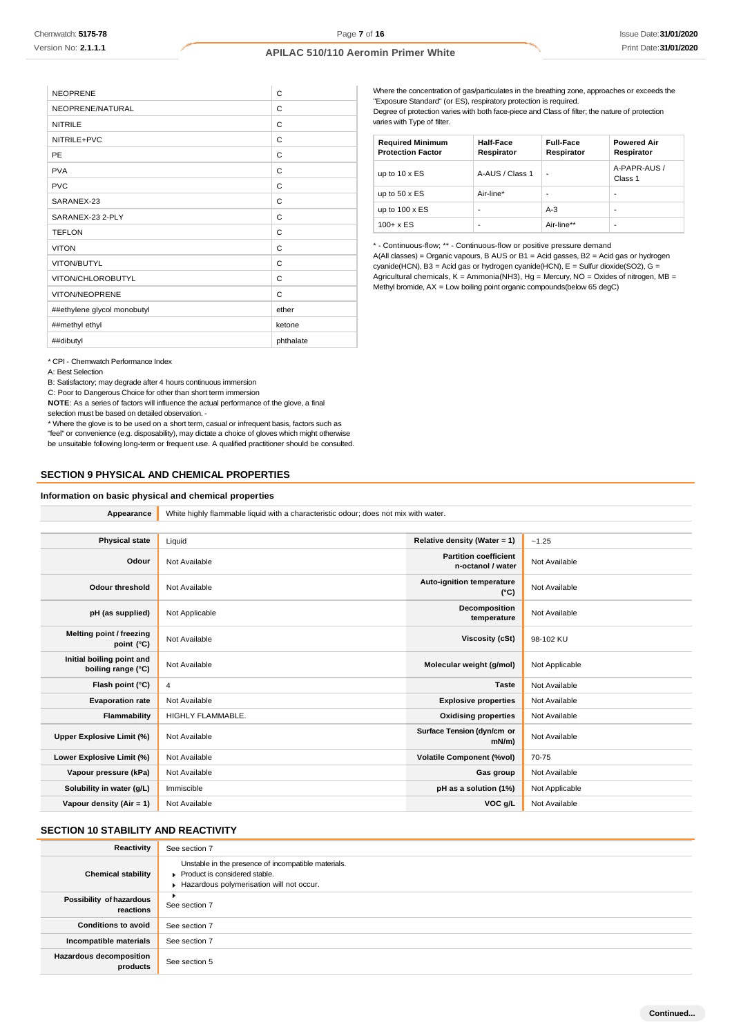| | |
|---|---|
| NEOPRENE | C |
| NEOPRENE/NATURAL | C |
| NITRILE | C |
| NITRILE+PVC | C |
| PE | C |
| PVA | C |
| PVC | C |
| SARANEX-23 | C |
| SARANEX-23 2-PLY | C |
| TEFLON | C |
| VITON | C |
| VITON/BUTYL | C |
| VITON/CHLOROBUTYL | C |
| VITON/NEOPRENE | C |
| ##ethylene glycol monobutyl | ether |
| ##methyl ethyl | ketone |
| ##dibutyl | phthalate |

* CPI - Chemwatch Performance Index

A: Best Selection

B: Satisfactory; may degrade after 4 hours continuous immersion

C: Poor to Dangerous Choice for other than short term immersion

**NOTE**: As a series of factors will influence the actual performance of the glove, a final selection must be based on detailed observation. -

* Where the glove is to be used on a short term, casual or infrequent basis, factors such as "feel" or convenience (e.g. disposability), may dictate a choice of gloves which might otherwise be unsuitable following long-term or frequent use. A qualified practitioner should be consulted.

Where the concentration of gas/particulates in the breathing zone, approaches or exceeds the "Exposure Standard" (or ES), respiratory protection is required.

Degree of protection varies with both face-piece and Class of filter; the nature of protection varies with Type of filter.

| Required Minimum Protection Factor | Half-Face Respirator | Full-Face Respirator | Powered Air Respirator |
|---|---|---|---|
| up to 10 x ES | A-AUS / Class 1 | - | A-PAPR-AUS / Class 1 |
| up to 50 x ES | Air-line* | - | - |
| up to 100 x ES | - | A-3 | - |
| 100+ x ES | - | Air-line** | - |

* - Continuous-flow; ** - Continuous-flow or positive pressure demand

A(All classes) = Organic vapours, B AUS or B1 = Acid gasses, B2 = Acid gas or hydrogen cyanide(HCN), B3 = Acid gas or hydrogen cyanide(HCN), E = Sulfur dioxide($SO_2$), G = Agricultural chemicals, K = Ammonia($NH_3$), Hg = Mercury, NO = Oxides of nitrogen, MB = Methyl bromide, AX = Low boiling point organic compounds(below 65 degC)

## SECTION 9 PHYSICAL AND CHEMICAL PROPERTIES

### Information on basic physical and chemical properties

| | |
|---|---|
| **Appearance** | White highly flammable liquid with a characteristic odour; does not mix with water. |

| | | | |
|---|---|---|---|
| **Physical state** | Liquid | **Relative density (Water = 1)** | ~1.25 |
| **Odour** | Not Available | **Partition coefficient n-octanol / water** | Not Available |
| **Odour threshold** | Not Available | **Auto-ignition temperature (°C)** | Not Available |
| **pH (as supplied)** | Not Applicable | **Decomposition temperature** | Not Available |
| **Melting point / freezing point (°C)** | Not Available | **Viscosity (cSt)** | 98-102 KU |
| **Initial boiling point and boiling range (°C)** | Not Available | **Molecular weight (g/mol)** | Not Applicable |
| **Flash point (°C)** | 4 | **Taste** | Not Available |
| **Evaporation rate** | Not Available | **Explosive properties** | Not Available |
| **Flammability** | HIGHLY FLAMMABLE. | **Oxidising properties** | Not Available |
| **Upper Explosive Limit (%)** | Not Available | **Surface Tension (dyn/cm or mN/m)** | Not Available |
| **Lower Explosive Limit (%)** | Not Available | **Volatile Component (%vol)** | 70-75 |
| **Vapour pressure (kPa)** | Not Available | **Gas group** | Not Available |
| **Solubility in water (g/L)** | Immiscible | **pH as a solution (1%)** | Not Applicable |
| **Vapour density (Air = 1)** | Not Available | **VOC g/L** | Not Available |

## SECTION 10 STABILITY AND REACTIVITY

| | |
|---|---|
| **Reactivity** | See section 7 |
| **Chemical stability** | Unstable in the presence of incompatible materials.<br>▸ Product is considered stable.<br>▸ Hazardous polymerisation will not occur. |
| **Possibility of hazardous reactions** | ▸<br>See section 7 |
| **Conditions to avoid** | See section 7 |
| **Incompatible materials** | See section 7 |
| **Hazardous decomposition products** | See section 5 |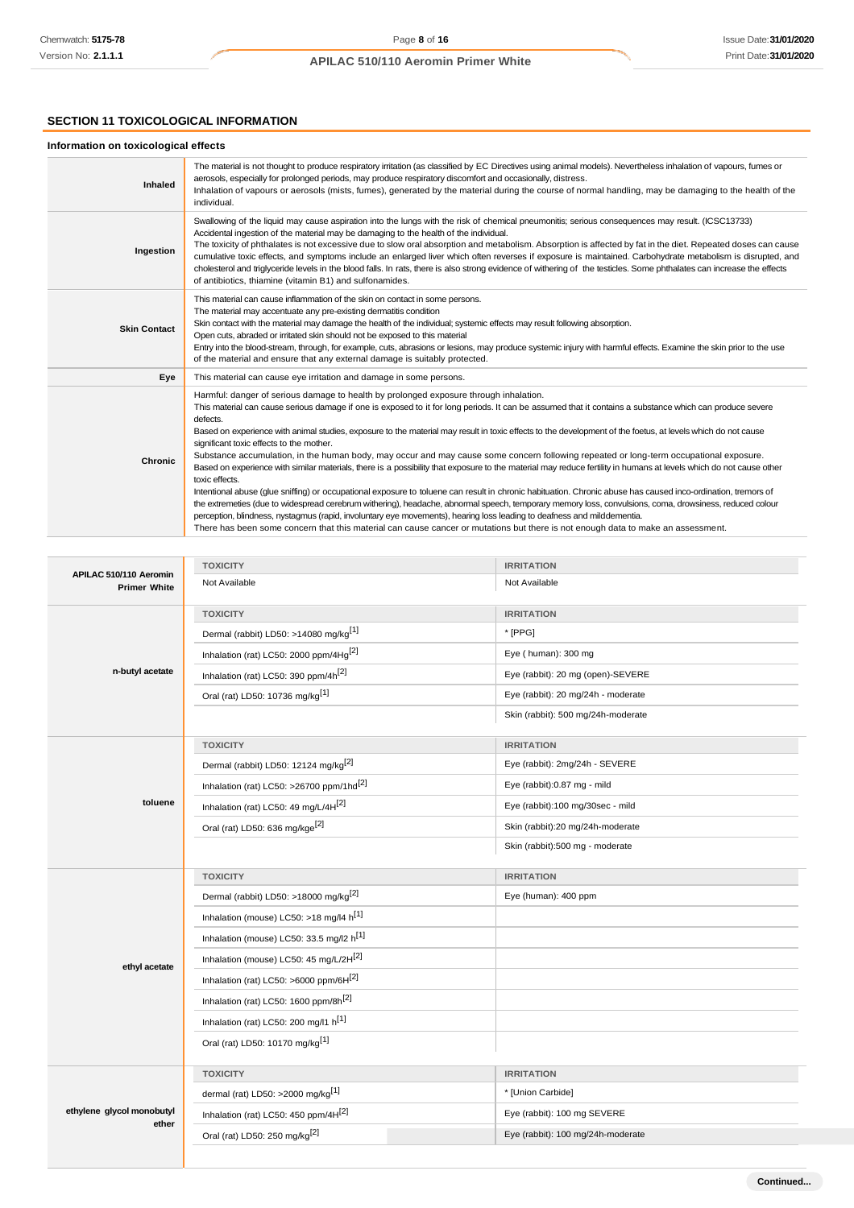## SECTION 11 TOXICOLOGICAL INFORMATION

### Information on toxicological effects

| | |
|---|---|
| **Inhaled** | The material is not thought to produce respiratory irritation (as classified by EC Directives using animal models). Nevertheless inhalation of vapours, fumes or aerosols, especially for prolonged periods, may produce respiratory discomfort and occasionally, distress.<br>Inhalation of vapours or aerosols (mists, fumes), generated by the material during the course of normal handling, may be damaging to the health of the individual. |
| **Ingestion** | Swallowing of the liquid may cause aspiration into the lungs with the risk of chemical pneumonitis; serious consequences may result. (ICSC13733)<br>Accidental ingestion of the material may be damaging to the health of the individual.<br>The toxicity of phthalates is not excessive due to slow oral absorption and metabolism. Absorption is affected by fat in the diet. Repeated doses can cause cumulative toxic effects, and symptoms include an enlarged liver which often reverses if exposure is maintained. Carbohydrate metabolism is disrupted, and cholesterol and triglyceride levels in the blood falls. In rats, there is also strong evidence of withering of the testicles. Some phthalates can increase the effects of antibiotics, thiamine (vitamin B1) and sulfonamides. |
| **Skin Contact** | This material can cause inflammation of the skin on contact in some persons.<br>The material may accentuate any pre-existing dermatitis condition<br>Skin contact with the material may damage the health of the individual; systemic effects may result following absorption.<br>Open cuts, abraded or irritated skin should not be exposed to this material<br>Entry into the blood-stream, through, for example, cuts, abrasions or lesions, may produce systemic injury with harmful effects. Examine the skin prior to the use of the material and ensure that any external damage is suitably protected. |
| **Eye** | This material can cause eye irritation and damage in some persons. |
| **Chronic** | Harmful: danger of serious damage to health by prolonged exposure through inhalation.<br>This material can cause serious damage if one is exposed to it for long periods. It can be assumed that it contains a substance which can produce severe defects.<br>Based on experience with animal studies, exposure to the material may result in toxic effects to the development of the foetus, at levels which do not cause significant toxic effects to the mother.<br>Substance accumulation, in the human body, may occur and may cause some concern following repeated or long-term occupational exposure.<br>Based on experience with similar materials, there is a possibility that exposure to the material may reduce fertility in humans at levels which do not cause other toxic effects.<br>Intentional abuse (glue sniffing) or occupational exposure to toluene can result in chronic habituation. Chronic abuse has caused inco-ordination, tremors of the extremeties (due to widespread cerebrum withering), headache, abnormal speech, temporary memory loss, convulsions, coma, drowsiness, reduced colour perception, blindness, nystagmus (rapid, involuntary eye movements), hearing loss leading to deafness and milddementia.<br>There has been some concern that this material can cause cancer or mutations but there is not enough data to make an assessment. |

| | TOXICITY | IRRITATION |
|---|---|---|
| **APILAC 510/110 Aeromin Primer White** | Not Available | Not Available |
| **n-butyl acetate** | Dermal (rabbit) LD50: >14080 mg/kg[1] | * [PPG] |
| | Inhalation (rat) LC50: 2000 ppm/4Hg[2] | Eye ( human): 300 mg |
| | Inhalation (rat) LC50: 390 ppm/4h[2] | Eye (rabbit): 20 mg (open)-SEVERE |
| | Oral (rat) LD50: 10736 mg/kg[1] | Eye (rabbit): 20 mg/24h - moderate |
| | | Skin (rabbit): 500 mg/24h-moderate |
| **toluene** | Dermal (rabbit) LD50: 12124 mg/kg[2] | Eye (rabbit): 2mg/24h - SEVERE |
| | Inhalation (rat) LC50: >26700 ppm/1hd[2] | Eye (rabbit):0.87 mg - mild |
| | Inhalation (rat) LC50: 49 mg/L/4H[2] | Eye (rabbit):100 mg/30sec - mild |
| | Oral (rat) LD50: 636 mg/kge[2] | Skin (rabbit):20 mg/24h-moderate |
| | | Skin (rabbit):500 mg - moderate |
| **ethyl acetate** | Dermal (rabbit) LD50: >18000 mg/kg[2] | Eye (human): 400 ppm |
| | Inhalation (mouse) LC50: >18 mg/l4 h[1] | |
| | Inhalation (mouse) LC50: 33.5 mg/l2 h[1] | |
| | Inhalation (mouse) LC50: 45 mg/L/2H[2] | |
| | Inhalation (rat) LC50: >6000 ppm/6H[2] | |
| | Inhalation (rat) LC50: 1600 ppm/8h[2] | |
| | Inhalation (rat) LC50: 200 mg/l1 h[1] | |
| | Oral (rat) LD50: 10170 mg/kg[1] | |
| **ethylene glycol monobutyl ether** | dermal (rat) LD50: >2000 mg/kg[1] | * [Union Carbide] |
| | Inhalation (rat) LC50: 450 ppm/4H[2] | Eye (rabbit): 100 mg SEVERE |
| | Oral (rat) LD50: 250 mg/kg[2] | Eye (rabbit): 100 mg/24h-moderate |

**Continued...**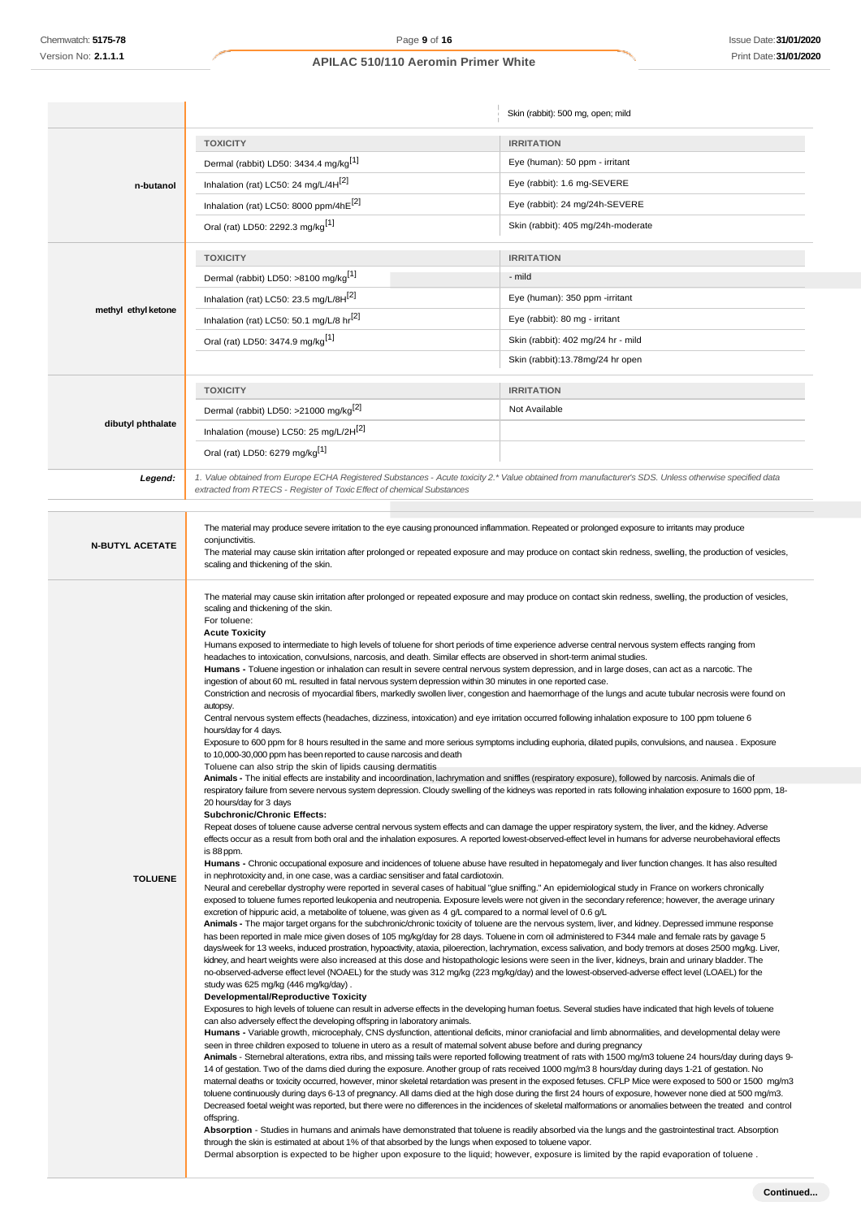| | | |
|---|---|---|
| | | Skin (rabbit): 500 mg, open; mild |
| **n-butanol** | **TOXICITY** | **IRRITATION** |
| | Dermal (rabbit) LD50: 3434.4 mg/kg[1] | Eye (human): 50 ppm - irritant |
| | Inhalation (rat) LC50: 24 mg/L/4H[2] | Eye (rabbit): 1.6 mg-SEVERE |
| | Inhalation (rat) LC50: 8000 ppm/4hE[2] | Eye (rabbit): 24 mg/24h-SEVERE |
| | Oral (rat) LD50: 2292.3 mg/kg[1] | Skin (rabbit): 405 mg/24h-moderate |
| **methyl ethyl ketone** | **TOXICITY** | **IRRITATION** |
| | Dermal (rabbit) LD50: >8100 mg/kg[1] | - mild |
| | Inhalation (rat) LC50: 23.5 mg/L/8H[2] | Eye (human): 350 ppm -irritant |
| | Inhalation (rat) LC50: 50.1 mg/L/8 hr[2] | Eye (rabbit): 80 mg - irritant |
| | Oral (rat) LD50: 3474.9 mg/kg[1] | Skin (rabbit): 402 mg/24 hr - mild |
| | | Skin (rabbit):13.78mg/24 hr open |
| **dibutyl phthalate** | **TOXICITY** | **IRRITATION** |
| | Dermal (rabbit) LD50: >21000 mg/kg[2] | Not Available |
| | Inhalation (mouse) LC50: 25 mg/L/2H[2] | |
| | Oral (rat) LD50: 6279 mg/kg[1] | |
| ***Legend:*** | *1. Value obtained from Europe ECHA Registered Substances - Acute toxicity 2.\* Value obtained from manufacturer's SDS. Unless otherwise specified data extracted from RTECS - Register of Toxic Effect of chemical Substances* | |

| | |
|---|---|
| **N-BUTYL ACETATE** | The material may produce severe irritation to the eye causing pronounced inflammation. Repeated or prolonged exposure to irritants may produce conjunctivitis.<br>The material may cause skin irritation after prolonged or repeated exposure and may produce on contact skin redness, swelling, the production of vesicles, scaling and thickening of the skin. |
| **TOLUENE** | The material may cause skin irritation after prolonged or repeated exposure and may produce on contact skin redness, swelling, the production of vesicles, scaling and thickening of the skin.<br>For toluene:<br>**Acute Toxicity**<br>Humans exposed to intermediate to high levels of toluene for short periods of time experience adverse central nervous system effects ranging from headaches to intoxication, convulsions, narcosis, and death. Similar effects are observed in short-term animal studies.<br>**Humans -** Toluene ingestion or inhalation can result in severe central nervous system depression, and in large doses, can act as a narcotic. The ingestion of about 60 mL resulted in fatal nervous system depression within 30 minutes in one reported case.<br>Constriction and necrosis of myocardial fibers, markedly swollen liver, congestion and haemorrhage of the lungs and acute tubular necrosis were found on autopsy.<br>Central nervous system effects (headaches, dizziness, intoxication) and eye irritation occurred following inhalation exposure to 100 ppm toluene 6 hours/day for 4 days.<br>Exposure to 600 ppm for 8 hours resulted in the same and more serious symptoms including euphoria, dilated pupils, convulsions, and nausea . Exposure to 10,000-30,000 ppm has been reported to cause narcosis and death<br>Toluene can also strip the skin of lipids causing dermatitis<br>**Animals -** The initial effects are instability and incoordination, lachrymation and sniffles (respiratory exposure), followed by narcosis. Animals die of respiratory failure from severe nervous system depression. Cloudy swelling of the kidneys was reported in rats following inhalation exposure to 1600 ppm, 18-20 hours/day for 3 days<br>**Subchronic/Chronic Effects:**<br>Repeat doses of toluene cause adverse central nervous system effects and can damage the upper respiratory system, the liver, and the kidney. Adverse effects occur as a result from both oral and the inhalation exposures. A reported lowest-observed-effect level in humans for adverse neurobehavioral effects is 88 ppm.<br>**Humans -** Chronic occupational exposure and incidences of toluene abuse have resulted in hepatomegaly and liver function changes. It has also resulted in nephrotoxicity and, in one case, was a cardiac sensitiser and fatal cardiotoxin.<br>Neural and cerebellar dystrophy were reported in several cases of habitual "glue sniffing." An epidemiological study in France on workers chronically exposed to toluene fumes reported leukopenia and neutropenia. Exposure levels were not given in the secondary reference; however, the average urinary excretion of hippuric acid, a metabolite of toluene, was given as 4 g/L compared to a normal level of 0.6 g/L<br>**Animals -** The major target organs for the subchronic/chronic toxicity of toluene are the nervous system, liver, and kidney. Depressed immune response has been reported in male mice given doses of 105 mg/kg/day for 28 days. Toluene in corn oil administered to F344 male and female rats by gavage 5 days/week for 13 weeks, induced prostration, hypoactivity, ataxia, piloerection, lachrymation, excess salivation, and body tremors at doses 2500 mg/kg. Liver, kidney, and heart weights were also increased at this dose and histopathologic lesions were seen in the liver, kidneys, brain and urinary bladder. The no-observed-adverse effect level (NOAEL) for the study was 312 mg/kg (223 mg/kg/day) and the lowest-observed-adverse effect level (LOAEL) for the study was 625 mg/kg (446 mg/kg/day) .<br>**Developmental/Reproductive Toxicity**<br>Exposures to high levels of toluene can result in adverse effects in the developing human foetus. Several studies have indicated that high levels of toluene can also adversely effect the developing offspring in laboratory animals.<br>**Humans -** Variable growth, microcephaly, CNS dysfunction, attentional deficits, minor craniofacial and limb abnormalities, and developmental delay were seen in three children exposed to toluene in utero as a result of maternal solvent abuse before and during pregnancy<br>**Animals** - Sternebral alterations, extra ribs, and missing tails were reported following treatment of rats with 1500 mg/m3 toluene 24 hours/day during days 9-14 of gestation. Two of the dams died during the exposure. Another group of rats received 1000 mg/m3 8 hours/day during days 1-21 of gestation. No maternal deaths or toxicity occurred, however, minor skeletal retardation was present in the exposed fetuses. CFLP Mice were exposed to 500 or 1500 mg/m3 toluene continuously during days 6-13 of pregnancy. All dams died at the high dose during the first 24 hours of exposure, however none died at 500 mg/m3. Decreased foetal weight was reported, but there were no differences in the incidences of skeletal malformations or anomalies between the treated and control offspring.<br>**Absorption** - Studies in humans and animals have demonstrated that toluene is readily absorbed via the lungs and the gastrointestinal tract. Absorption through the skin is estimated at about 1% of that absorbed by the lungs when exposed to toluene vapor.<br>Dermal absorption is expected to be higher upon exposure to the liquid; however, exposure is limited by the rapid evaporation of toluene . |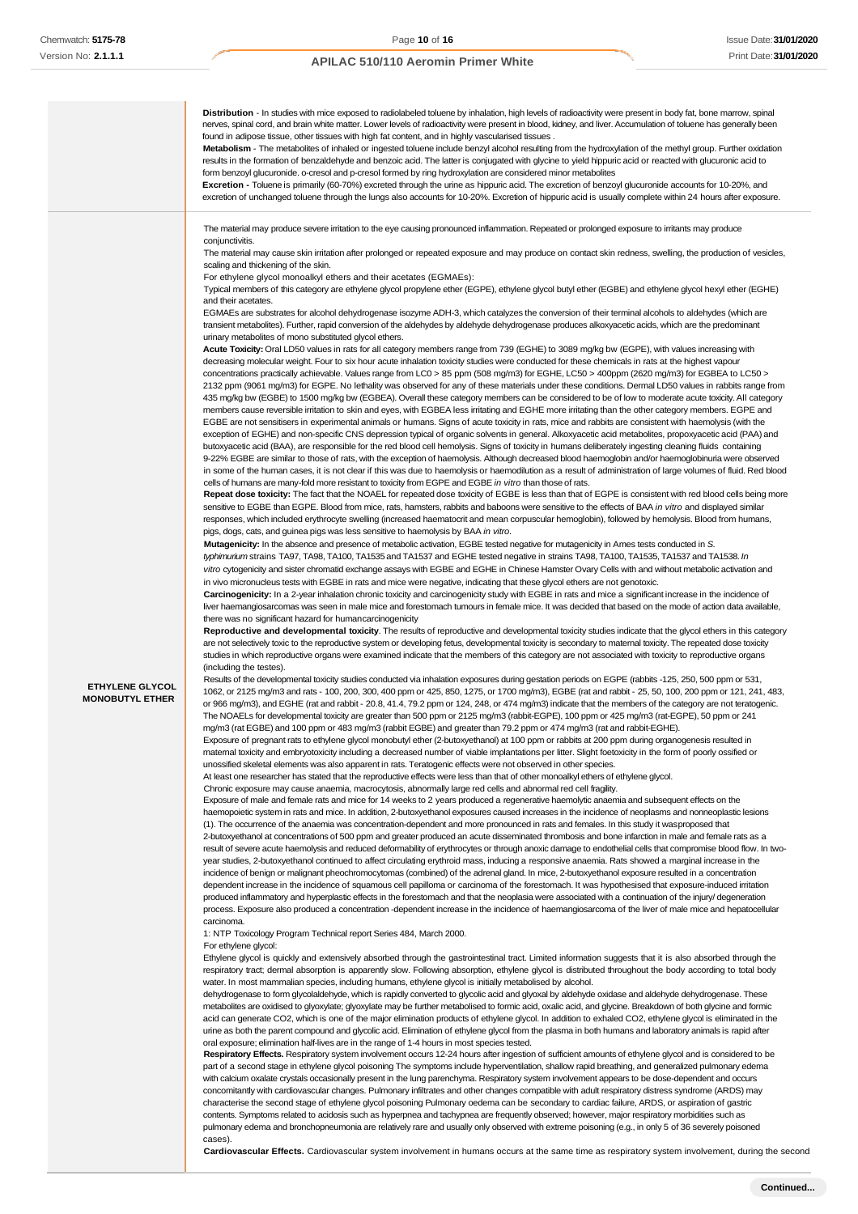| | |
|---|---|
| | **Distribution** - In studies with mice exposed to radiolabeled toluene by inhalation, high levels of radioactivity were present in body fat, bone marrow, spinal nerves, spinal cord, and brain white matter. Lower levels of radioactivity were present in blood, kidney, and liver. Accumulation of toluene has generally been found in adipose tissue, other tissues with high fat content, and in highly vascularised tissues .<br>**Metabolism** - The metabolites of inhaled or ingested toluene include benzyl alcohol resulting from the hydroxylation of the methyl group. Further oxidation results in the formation of benzaldehyde and benzoic acid. The latter is conjugated with glycine to yield hippuric acid or reacted with glucuronic acid to form benzoyl glucuronide. o-cresol and p-cresol formed by ring hydroxylation are considered minor metabolites<br>**Excretion -** Toluene is primarily (60-70%) excreted through the urine as hippuric acid. The excretion of benzoyl glucuronide accounts for 10-20%, and excretion of unchanged toluene through the lungs also accounts for 10-20%. Excretion of hippuric acid is usually complete within 24 hours after exposure. |
| **ETHYLENE GLYCOL MONOBUTYL ETHER** | The material may produce severe irritation to the eye causing pronounced inflammation. Repeated or prolonged exposure to irritants may produce conjunctivitis.<br>The material may cause skin irritation after prolonged or repeated exposure and may produce on contact skin redness, swelling, the production of vesicles, scaling and thickening of the skin.<br>For ethylene glycol monoalkyl ethers and their acetates (EGMAEs):<br>Typical members of this category are ethylene glycol propylene ether (EGPE), ethylene glycol butyl ether (EGBE) and ethylene glycol hexyl ether (EGHE) and their acetates.<br>EGMAEs are substrates for alcohol dehydrogenase isozyme ADH-3, which catalyzes the conversion of their terminal alcohols to aldehydes (which are transient metabolites). Further, rapid conversion of the aldehydes by aldehyde dehydrogenase produces alkoxyacetic acids, which are the predominant urinary metabolites of mono substituted glycol ethers.<br>**Acute Toxicity:** Oral LD50 values in rats for all category members range from 739 (EGHE) to 3089 mg/kg bw (EGPE), with values increasing with decreasing molecular weight. Four to six hour acute inhalation toxicity studies were conducted for these chemicals in rats at the highest vapour concentrations practically achievable. Values range from LC0 > 85 ppm (508 mg/m3) for EGHE, LC50 > 400ppm (2620 mg/m3) for EGBEA to LC50 > 2132 ppm (9061 mg/m3) for EGPE. No lethality was observed for any of these materials under these conditions. Dermal LD50 values in rabbits range from 435 mg/kg bw (EGBE) to 1500 mg/kg bw (EGBEA). Overall these category members can be considered to be of low to moderate acute toxicity. All category members cause reversible irritation to skin and eyes, with EGBEA less irritating and EGHE more irritating than the other category members. EGPE and EGBE are not sensitisers in experimental animals or humans. Signs of acute toxicity in rats, mice and rabbits are consistent with haemolysis (with the exception of EGHE) and non-specific CNS depression typical of organic solvents in general. Alkoxyacetic acid metabolites, propoxyacetic acid (PAA) and butoxyacetic acid (BAA), are responsible for the red blood cell hemolysis. Signs of toxicity in humans deliberately ingesting cleaning fluids containing 9-22% EGBE are similar to those of rats, with the exception of haemolysis. Although decreased blood haemoglobin and/or haemoglobinuria were observed in some of the human cases, it is not clear if this was due to haemolysis or haemodilution as a result of administration of large volumes of fluid. Red blood cells of humans are many-fold more resistant to toxicity from EGPE and EGBE *in vitro* than those of rats.<br>**Repeat dose toxicity:** The fact that the NOAEL for repeated dose toxicity of EGBE is less than that of EGPE is consistent with red blood cells being more sensitive to EGBE than EGPE. Blood from mice, rats, hamsters, rabbits and baboons were sensitive to the effects of BAA *in vitro* and displayed similar responses, which included erythrocyte swelling (increased haematocrit and mean corpuscular hemoglobin), followed by hemolysis. Blood from humans, pigs, dogs, cats, and guinea pigs was less sensitive to haemolysis by BAA *in vitro*.<br>**Mutagenicity:** In the absence and presence of metabolic activation, EGBE tested negative for mutagenicity in Ames tests conducted in *S. typhimurium* strains TA97, TA98, TA100, TA1535 and TA1537 and EGHE tested negative in strains TA98, TA100, TA1535, TA1537 and TA1538. *In vitro* cytogenicity and sister chromatid exchange assays with EGBE and EGHE in Chinese Hamster Ovary Cells with and without metabolic activation and in vivo micronucleus tests with EGBE in rats and mice were negative, indicating that these glycol ethers are not genotoxic.<br>**Carcinogenicity:** In a 2-year inhalation chronic toxicity and carcinogenicity study with EGBE in rats and mice a significant increase in the incidence of liver haemangiosarcomas was seen in male mice and forestomach tumours in female mice. It was decided that based on the mode of action data available, there was no significant hazard for humancarcinogenicity<br>**Reproductive and developmental toxicity**. The results of reproductive and developmental toxicity studies indicate that the glycol ethers in this category are not selectively toxic to the reproductive system or developing fetus, developmental toxicity is secondary to maternal toxicity. The repeated dose toxicity studies in which reproductive organs were examined indicate that the members of this category are not associated with toxicity to reproductive organs (including the testes).<br>Results of the developmental toxicity studies conducted via inhalation exposures during gestation periods on EGPE (rabbits -125, 250, 500 ppm or 531, 1062, or 2125 mg/m3 and rats - 100, 200, 300, 400 ppm or 425, 850, 1275, or 1700 mg/m3), EGBE (rat and rabbit - 25, 50, 100, 200 ppm or 121, 241, 483, or 966 mg/m3), and EGHE (rat and rabbit - 20.8, 41.4, 79.2 ppm or 124, 248, or 474 mg/m3) indicate that the members of the category are not teratogenic. The NOAELs for developmental toxicity are greater than 500 ppm or 2125 mg/m3 (rabbit-EGPE), 100 ppm or 425 mg/m3 (rat-EGPE), 50 ppm or 241 mg/m3 (rat EGBE) and 100 ppm or 483 mg/m3 (rabbit EGBE) and greater than 79.2 ppm or 474 mg/m3 (rat and rabbit-EGHE).<br>Exposure of pregnant rats to ethylene glycol monobutyl ether (2-butoxyethanol) at 100 ppm or rabbits at 200 ppm during organogenesis resulted in maternal toxicity and embryotoxicity including a decreased number of viable implantations per litter. Slight foetoxicity in the form of poorly ossified or unossified skeletal elements was also apparent in rats. Teratogenic effects were not observed in other species.<br>At least one researcher has stated that the reproductive effects were less than that of other monoalkyl ethers of ethylene glycol.<br>Chronic exposure may cause anaemia, macrocytosis, abnormally large red cells and abnormal red cell fragility.<br>Exposure of male and female rats and mice for 14 weeks to 2 years produced a regenerative haemolytic anaemia and subsequent effects on the haemopoietic system in rats and mice. In addition, 2-butoxyethanol exposures caused increases in the incidence of neoplasms and nonneoplastic lesions (1). The occurrence of the anaemia was concentration-dependent and more pronounced in rats and females. In this study it wasproposed that 2-butoxyethanol at concentrations of 500 ppm and greater produced an acute disseminated thrombosis and bone infarction in male and female rats as a result of severe acute haemolysis and reduced deformability of erythrocytes or through anoxic damage to endothelial cells that compromise blood flow. In two-year studies, 2-butoxyethanol continued to affect circulating erythroid mass, inducing a responsive anaemia. Rats showed a marginal increase in the incidence of benign or malignant pheochromocytomas (combined) of the adrenal gland. In mice, 2-butoxyethanol exposure resulted in a concentration dependent increase in the incidence of squamous cell papilloma or carcinoma of the forestomach. It was hypothesised that exposure-induced irritation produced inflammatory and hyperplastic effects in the forestomach and that the neoplasia were associated with a continuation of the injury/ degeneration process. Exposure also produced a concentration -dependent increase in the incidence of haemangiosarcoma of the liver of male mice and hepatocellular carcinoma.<br>1: NTP Toxicology Program Technical report Series 484, March 2000.<br>For ethylene glycol:<br>Ethylene glycol is quickly and extensively absorbed through the gastrointestinal tract. Limited information suggests that it is also absorbed through the respiratory tract; dermal absorption is apparently slow. Following absorption, ethylene glycol is distributed throughout the body according to total body water. In most mammalian species, including humans, ethylene glycol is initially metabolised by alcohol.<br>dehydrogenase to form glycolaldehyde, which is rapidly converted to glycolic acid and glyoxal by aldehyde oxidase and aldehyde dehydrogenase. These metabolites are oxidised to glyoxylate; glyoxylate may be further metabolised to formic acid, oxalic acid, and glycine. Breakdown of both glycine and formic acid can generate CO2, which is one of the major elimination products of ethylene glycol. In addition to exhaled CO2, ethylene glycol is eliminated in the urine as both the parent compound and glycolic acid. Elimination of ethylene glycol from the plasma in both humans and laboratory animals is rapid after oral exposure; elimination half-lives are in the range of 1-4 hours in most species tested.<br>**Respiratory Effects.** Respiratory system involvement occurs 12-24 hours after ingestion of sufficient amounts of ethylene glycol and is considered to be part of a second stage in ethylene glycol poisoning The symptoms include hyperventilation, shallow rapid breathing, and generalized pulmonary edema with calcium oxalate crystals occasionally present in the lung parenchyma. Respiratory system involvement appears to be dose-dependent and occurs concomitantly with cardiovascular changes. Pulmonary infiltrates and other changes compatible with adult respiratory distress syndrome (ARDS) may characterise the second stage of ethylene glycol poisoning Pulmonary oedema can be secondary to cardiac failure, ARDS, or aspiration of gastric contents. Symptoms related to acidosis such as hyperpnea and tachypnea are frequently observed; however, major respiratory morbidities such as pulmonary edema and bronchopneumonia are relatively rare and usually only observed with extreme poisoning (e.g., in only 5 of 36 severely poisoned cases).<br>**Cardiovascular Effects.** Cardiovascular system involvement in humans occurs at the same time as respiratory system involvement, during the second |

**Continued...**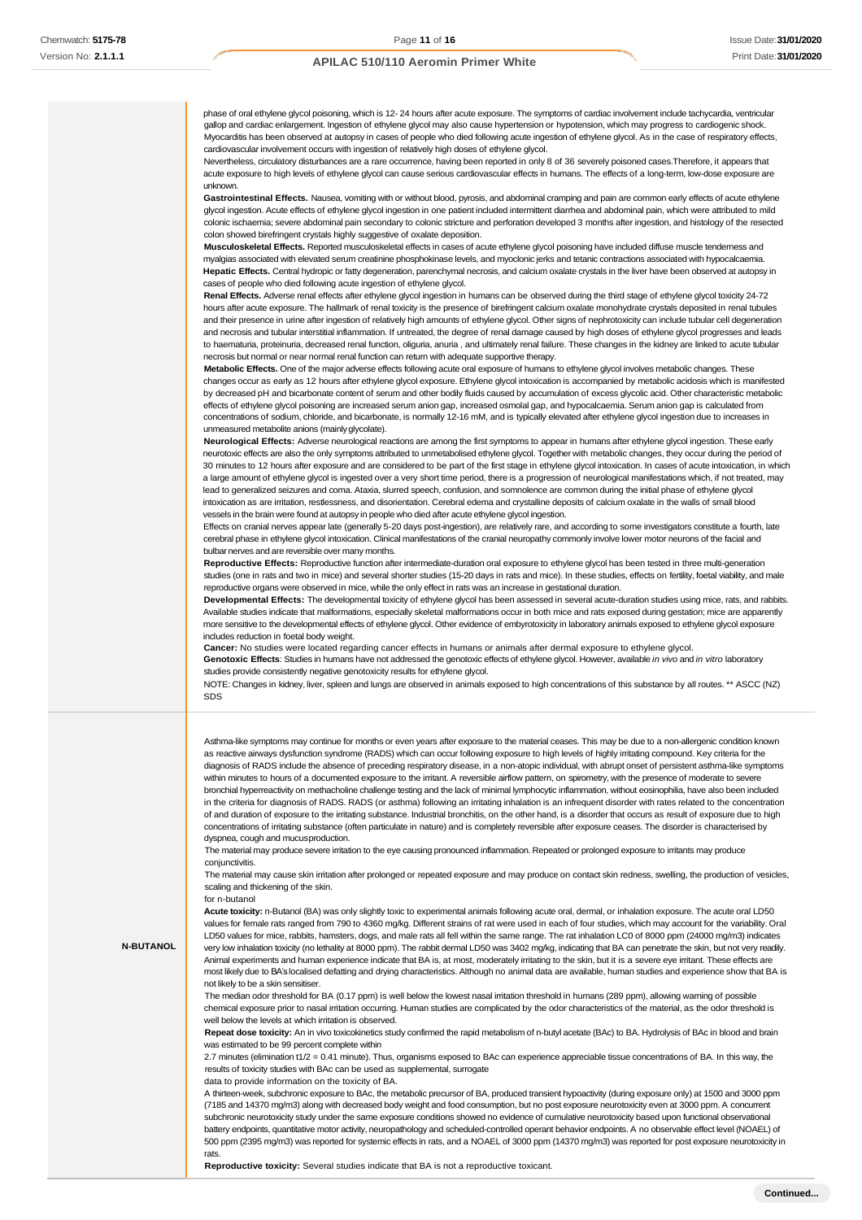| | |
|---|---|
| | phase of oral ethylene glycol poisoning, which is 12- 24 hours after acute exposure. The symptoms of cardiac involvement include tachycardia, ventricular gallop and cardiac enlargement. Ingestion of ethylene glycol may also cause hypertension or hypotension, which may progress to cardiogenic shock. Myocarditis has been observed at autopsy in cases of people who died following acute ingestion of ethylene glycol. As in the case of respiratory effects, cardiovascular involvement occurs with ingestion of relatively high doses of ethylene glycol.<br>Nevertheless, circulatory disturbances are a rare occurrence, having been reported in only 8 of 36 severely poisoned cases.Therefore, it appears that acute exposure to high levels of ethylene glycol can cause serious cardiovascular effects in humans. The effects of a long-term, low-dose exposure are unknown.<br>**Gastrointestinal Effects.** Nausea, vomiting with or without blood, pyrosis, and abdominal cramping and pain are common early effects of acute ethylene glycol ingestion. Acute effects of ethylene glycol ingestion in one patient included intermittent diarrhea and abdominal pain, which were attributed to mild colonic ischaemia; severe abdominal pain secondary to colonic stricture and perforation developed 3 months after ingestion, and histology of the resected colon showed birefringent crystals highly suggestive of oxalate deposition.<br>**Musculoskeletal Effects.** Reported musculoskeletal effects in cases of acute ethylene glycol poisoning have included diffuse muscle tenderness and myalgias associated with elevated serum creatinine phosphokinase levels, and myoclonic jerks and tetanic contractions associated with hypocalcaemia.<br>**Hepatic Effects.** Central hydropic or fatty degeneration, parenchymal necrosis, and calcium oxalate crystals in the liver have been observed at autopsy in cases of people who died following acute ingestion of ethylene glycol.<br>**Renal Effects.** Adverse renal effects after ethylene glycol ingestion in humans can be observed during the third stage of ethylene glycol toxicity 24-72 hours after acute exposure. The hallmark of renal toxicity is the presence of birefringent calcium oxalate monohydrate crystals deposited in renal tubules and their presence in urine after ingestion of relatively high amounts of ethylene glycol. Other signs of nephrotoxicity can include tubular cell degeneration and necrosis and tubular interstitial inflammation. If untreated, the degree of renal damage caused by high doses of ethylene glycol progresses and leads to haematuria, proteinuria, decreased renal function, oliguria, anuria , and ultimately renal failure. These changes in the kidney are linked to acute tubular necrosis but normal or near normal renal function can return with adequate supportive therapy.<br>**Metabolic Effects.** One of the major adverse effects following acute oral exposure of humans to ethylene glycol involves metabolic changes. These changes occur as early as 12 hours after ethylene glycol exposure. Ethylene glycol intoxication is accompanied by metabolic acidosis which is manifested by decreased pH and bicarbonate content of serum and other bodily fluids caused by accumulation of excess glycolic acid. Other characteristic metabolic effects of ethylene glycol poisoning are increased serum anion gap, increased osmolal gap, and hypocalcaemia. Serum anion gap is calculated from concentrations of sodium, chloride, and bicarbonate, is normally 12-16 mM, and is typically elevated after ethylene glycol ingestion due to increases in unmeasured metabolite anions (mainly glycolate).<br>**Neurological Effects:** Adverse neurological reactions are among the first symptoms to appear in humans after ethylene glycol ingestion. These early neurotoxic effects are also the only symptoms attributed to unmetabolised ethylene glycol. Together with metabolic changes, they occur during the period of 30 minutes to 12 hours after exposure and are considered to be part of the first stage in ethylene glycol intoxication. In cases of acute intoxication, in which a large amount of ethylene glycol is ingested over a very short time period, there is a progression of neurological manifestations which, if not treated, may lead to generalized seizures and coma. Ataxia, slurred speech, confusion, and somnolence are common during the initial phase of ethylene glycol intoxication as are irritation, restlessness, and disorientation. Cerebral edema and crystalline deposits of calcium oxalate in the walls of small blood vessels in the brain were found at autopsy in people who died after acute ethylene glycol ingestion.<br>Effects on cranial nerves appear late (generally 5-20 days post-ingestion), are relatively rare, and according to some investigators constitute a fourth, late cerebral phase in ethylene glycol intoxication. Clinical manifestations of the cranial neuropathy commonly involve lower motor neurons of the facial and bulbar nerves and are reversible over many months.<br>**Reproductive Effects:** Reproductive function after intermediate-duration oral exposure to ethylene glycol has been tested in three multi-generation studies (one in rats and two in mice) and several shorter studies (15-20 days in rats and mice). In these studies, effects on fertility, foetal viability, and male reproductive organs were observed in mice, while the only effect in rats was an increase in gestational duration.<br>**Developmental Effects:** The developmental toxicity of ethylene glycol has been assessed in several acute-duration studies using mice, rats, and rabbits. Available studies indicate that malformations, especially skeletal malformations occur in both mice and rats exposed during gestation; mice are apparently more sensitive to the developmental effects of ethylene glycol. Other evidence of embyrotoxicity in laboratory animals exposed to ethylene glycol exposure includes reduction in foetal body weight.<br>**Cancer:** No studies were located regarding cancer effects in humans or animals after dermal exposure to ethylene glycol.<br>**Genotoxic Effects**: Studies in humans have not addressed the genotoxic effects of ethylene glycol. However, available *in vivo* and *in vitro* laboratory studies provide consistently negative genotoxicity results for ethylene glycol.<br>NOTE: Changes in kidney, liver, spleen and lungs are observed in animals exposed to high concentrations of this substance by all routes. ** ASCC (NZ) SDS |
| **N-BUTANOL** | Asthma-like symptoms may continue for months or even years after exposure to the material ceases. This may be due to a non-allergenic condition known as reactive airways dysfunction syndrome (RADS) which can occur following exposure to high levels of highly irritating compound. Key criteria for the diagnosis of RADS include the absence of preceding respiratory disease, in a non-atopic individual, with abrupt onset of persistent asthma-like symptoms within minutes to hours of a documented exposure to the irritant. A reversible airflow pattern, on spirometry, with the presence of moderate to severe bronchial hyperreactivity on methacholine challenge testing and the lack of minimal lymphocytic inflammation, without eosinophilia, have also been included in the criteria for diagnosis of RADS. RADS (or asthma) following an irritating inhalation is an infrequent disorder with rates related to the concentration of and duration of exposure to the irritating substance. Industrial bronchitis, on the other hand, is a disorder that occurs as result of exposure due to high concentrations of irritating substance (often particulate in nature) and is completely reversible after exposure ceases. The disorder is characterised by dyspnea, cough and mucus production.<br>The material may produce severe irritation to the eye causing pronounced inflammation. Repeated or prolonged exposure to irritants may produce conjunctivitis.<br>The material may cause skin irritation after prolonged or repeated exposure and may produce on contact skin redness, swelling, the production of vesicles, scaling and thickening of the skin.<br>for n-butanol<br>**Acute toxicity:** n-Butanol (BA) was only slightly toxic to experimental animals following acute oral, dermal, or inhalation exposure. The acute oral LD50 values for female rats ranged from 790 to 4360 mg/kg. Different strains of rat were used in each of four studies, which may account for the variability. Oral LD50 values for mice, rabbits, hamsters, dogs, and male rats all fell within the same range. The rat inhalation LC0 of 8000 ppm (24000 mg/m3) indicates very low inhalation toxicity (no lethality at 8000 ppm). The rabbit dermal LD50 was 3402 mg/kg, indicating that BA can penetrate the skin, but not very readily. Animal experiments and human experience indicate that BA is, at most, moderately irritating to the skin, but it is a severe eye irritant. These effects are most likely due to BA's localised defatting and drying characteristics. Although no animal data are available, human studies and experience show that BA is not likely to be a skin sensitiser.<br>The median odor threshold for BA (0.17 ppm) is well below the lowest nasal irritation threshold in humans (289 ppm), allowing warning of possible chemical exposure prior to nasal irritation occurring. Human studies are complicated by the odor characteristics of the material, as the odor threshold is well below the levels at which irritation is observed.<br>**Repeat dose toxicity:** An in vivo toxicokinetics study confirmed the rapid metabolism of n-butyl acetate (BAc) to BA. Hydrolysis of BAc in blood and brain was estimated to be 99 percent complete within<br>2.7 minutes (elimination t1/2 = 0.41 minute). Thus, organisms exposed to BAc can experience appreciable tissue concentrations of BA. In this way, the results of toxicity studies with BAc can be used as supplemental, surrogate<br>data to provide information on the toxicity of BA.<br>A thirteen-week, subchronic exposure to BAc, the metabolic precursor of BA, produced transient hypoactivity (during exposure only) at 1500 and 3000 ppm (7185 and 14370 mg/m3) along with decreased body weight and food consumption, but no post exposure neurotoxicity even at 3000 ppm. A concurrent subchronic neurotoxicity study under the same exposure conditions showed no evidence of cumulative neurotoxicity based upon functional observational battery endpoints, quantitative motor activity, neuropathology and scheduled-controlled operant behavior endpoints. A no observable effect level (NOAEL) of 500 ppm (2395 mg/m3) was reported for systemic effects in rats, and a NOAEL of 3000 ppm (14370 mg/m3) was reported for post exposure neurotoxicity in rats.<br>**Reproductive toxicity:** Several studies indicate that BA is not a reproductive toxicant. |

Continued...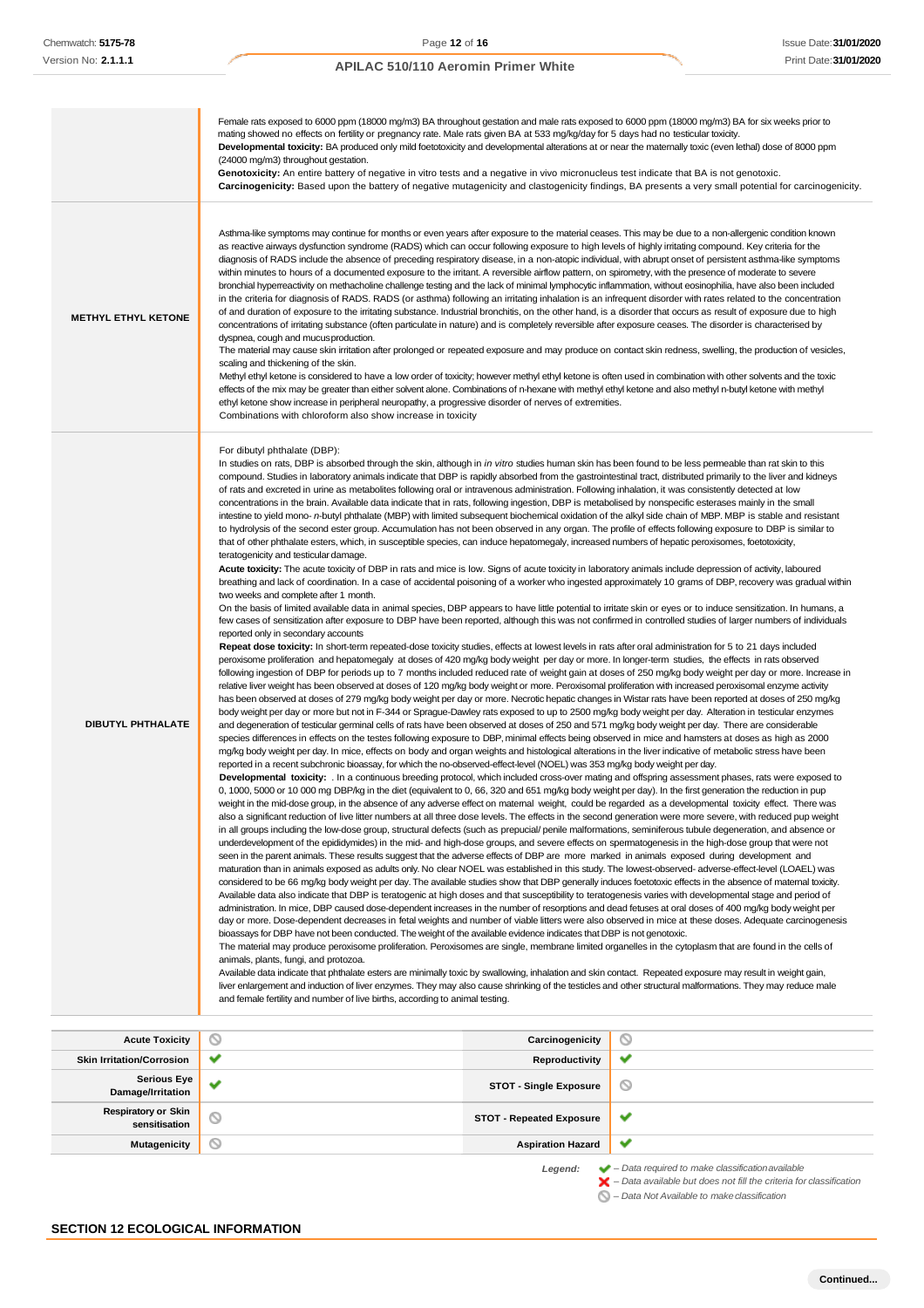| | |
|---|---|
| | Female rats exposed to 6000 ppm (18000 mg/m3) BA throughout gestation and male rats exposed to 6000 ppm (18000 mg/m3) BA for six weeks prior to mating showed no effects on fertility or pregnancy rate. Male rats given BA at 533 mg/kg/day for 5 days had no testicular toxicity.<br>**Developmental toxicity:** BA produced only mild foetotoxicity and developmental alterations at or near the maternally toxic (even lethal) dose of 8000 ppm (24000 mg/m3) throughout gestation.<br>**Genotoxicity:** An entire battery of negative in vitro tests and a negative in vivo micronucleus test indicate that BA is not genotoxic.<br>**Carcinogenicity:** Based upon the battery of negative mutagenicity and clastogenicity findings, BA presents a very small potential for carcinogenicity. |
| **METHYL ETHYL KETONE** | Asthma-like symptoms may continue for months or even years after exposure to the material ceases. This may be due to a non-allergenic condition known as reactive airways dysfunction syndrome (RADS) which can occur following exposure to high levels of highly irritating compound. Key criteria for the diagnosis of RADS include the absence of preceding respiratory disease, in a non-atopic individual, with abrupt onset of persistent asthma-like symptoms within minutes to hours of a documented exposure to the irritant. A reversible airflow pattern, on spirometry, with the presence of moderate to severe bronchial hyperreactivity on methacholine challenge testing and the lack of minimal lymphocytic inflammation, without eosinophilia, have also been included in the criteria for diagnosis of RADS. RADS (or asthma) following an irritating inhalation is an infrequent disorder with rates related to the concentration of and duration of exposure to the irritating substance. Industrial bronchitis, on the other hand, is a disorder that occurs as result of exposure due to high concentrations of irritating substance (often particulate in nature) and is completely reversible after exposure ceases. The disorder is characterised by dyspnea, cough and mucus production.<br>The material may cause skin irritation after prolonged or repeated exposure and may produce on contact skin redness, swelling, the production of vesicles, scaling and thickening of the skin.<br>Methyl ethyl ketone is considered to have a low order of toxicity; however methyl ethyl ketone is often used in combination with other solvents and the toxic effects of the mix may be greater than either solvent alone. Combinations of n-hexane with methyl ethyl ketone and also methyl n-butyl ketone with methyl ethyl ketone show increase in peripheral neuropathy, a progressive disorder of nerves of extremities.<br>Combinations with chloroform also show increase in toxicity |
| **DIBUTYL PHTHALATE** | For dibutyl phthalate (DBP):<br>In studies on rats, DBP is absorbed through the skin, although in *in vitro* studies human skin has been found to be less permeable than rat skin to this compound. Studies in laboratory animals indicate that DBP is rapidly absorbed from the gastrointestinal tract, distributed primarily to the liver and kidneys of rats and excreted in urine as metabolites following oral or intravenous administration. Following inhalation, it was consistently detected at low concentrations in the brain. Available data indicate that in rats, following ingestion, DBP is metabolised by nonspecific esterases mainly in the small intestine to yield mono- *n*-butyl phthalate (MBP) with limited subsequent biochemical oxidation of the alkyl side chain of MBP. MBP is stable and resistant to hydrolysis of the second ester group. Accumulation has not been observed in any organ. The profile of effects following exposure to DBP is similar to that of other phthalate esters, which, in susceptible species, can induce hepatomegaly, increased numbers of hepatic peroxisomes, foetotoxicity, teratogenicity and testicular damage.<br>**Acute toxicity:** The acute toxicity of DBP in rats and mice is low. Signs of acute toxicity in laboratory animals include depression of activity, laboured breathing and lack of coordination. In a case of accidental poisoning of a worker who ingested approximately 10 grams of DBP, recovery was gradual within two weeks and complete after 1 month.<br>On the basis of limited available data in animal species, DBP appears to have little potential to irritate skin or eyes or to induce sensitization. In humans, a few cases of sensitization after exposure to DBP have been reported, although this was not confirmed in controlled studies of larger numbers of individuals reported only in secondary accounts<br>**Repeat dose toxicity:** In short-term repeated-dose toxicity studies, effects at lowest levels in rats after oral administration for 5 to 21 days included peroxisome proliferation and hepatomegaly at doses of 420 mg/kg body weight per day or more. In longer-term studies, the effects in rats observed following ingestion of DBP for periods up to 7 months included reduced rate of weight gain at doses of 250 mg/kg body weight per day or more. Increase in relative liver weight has been observed at doses of 120 mg/kg body weight or more. Peroxisomal proliferation with increased peroxisomal enzyme activity has been observed at doses of 279 mg/kg body weight per day or more. Necrotic hepatic changes in Wistar rats have been reported at doses of 250 mg/kg body weight per day or more but not in F-344 or Sprague-Dawley rats exposed to up to 2500 mg/kg body weight per day. Alteration in testicular enzymes and degeneration of testicular germinal cells of rats have been observed at doses of 250 and 571 mg/kg body weight per day. There are considerable species differences in effects on the testes following exposure to DBP, minimal effects being observed in mice and hamsters at doses as high as 2000 mg/kg body weight per day. In mice, effects on body and organ weights and histological alterations in the liver indicative of metabolic stress have been reported in a recent subchronic bioassay, for which the no-observed-effect-level (NOEL) was 353 mg/kg body weight per day.<br>**Developmental toxicity:** . In a continuous breeding protocol, which included cross-over mating and offspring assessment phases, rats were exposed to 0, 1000, 5000 or 10 000 mg DBP/kg in the diet (equivalent to 0, 66, 320 and 651 mg/kg body weight per day). In the first generation the reduction in pup weight in the mid-dose group, in the absence of any adverse effect on maternal weight, could be regarded as a developmental toxicity effect. There was also a significant reduction of live litter numbers at all three dose levels. The effects in the second generation were more severe, with reduced pup weight in all groups including the low-dose group, structural defects (such as prepucial/ penile malformations, seminiferous tubule degeneration, and absence or underdevelopment of the epididymides) in the mid- and high-dose groups, and severe effects on spermatogenesis in the high-dose group that were not seen in the parent animals. These results suggest that the adverse effects of DBP are more marked in animals exposed during development and maturation than in animals exposed as adults only. No clear NOEL was established in this study. The lowest-observed- adverse-effect-level (LOAEL) was considered to be 66 mg/kg body weight per day. The available studies show that DBP generally induces foetotoxic effects in the absence of maternal toxicity. Available data also indicate that DBP is teratogenic at high doses and that susceptibility to teratogenesis varies with developmental stage and period of administration. In mice, DBP caused dose-dependent increases in the number of resorptions and dead fetuses at oral doses of 400 mg/kg body weight per day or more. Dose-dependent decreases in fetal weights and number of viable litters were also observed in mice at these doses. Adequate carcinogenesis bioassays for DBP have not been conducted. The weight of the available evidence indicates that DBP is not genotoxic.<br>The material may produce peroxisome proliferation. Peroxisomes are single, membrane limited organelles in the cytoplasm that are found in the cells of animals, plants, fungi, and protozoa.<br>Available data indicate that phthalate esters are minimally toxic by swallowing, inhalation and skin contact. Repeated exposure may result in weight gain, liver enlargement and induction of liver enzymes. They may also cause shrinking of the testicles and other structural malformations. They may reduce male and female fertility and number of live births, according to animal testing. |

| | | | |
|---|---|---|---|
| **Acute Toxicity** | ⦸ | **Carcinogenicity** | ⦸ |
| **Skin Irritation/Corrosion** | ✔ | **Reproductivity** | ✔ |
| **Serious Eye Damage/Irritation** | ✔ | **STOT - Single Exposure** | ⦸ |
| **Respiratory or Skin sensitisation** | ⦸ | **STOT - Repeated Exposure** | ✔ |
| **Mutagenicity** | ⦸ | **Aspiration Hazard** | ✔ |

*Legend:*
✔ *– Data required to make classification available*
✘ *– Data available but does not fill the criteria for classification*
⦸ *– Data Not Available to make classification*

## SECTION 12 ECOLOGICAL INFORMATION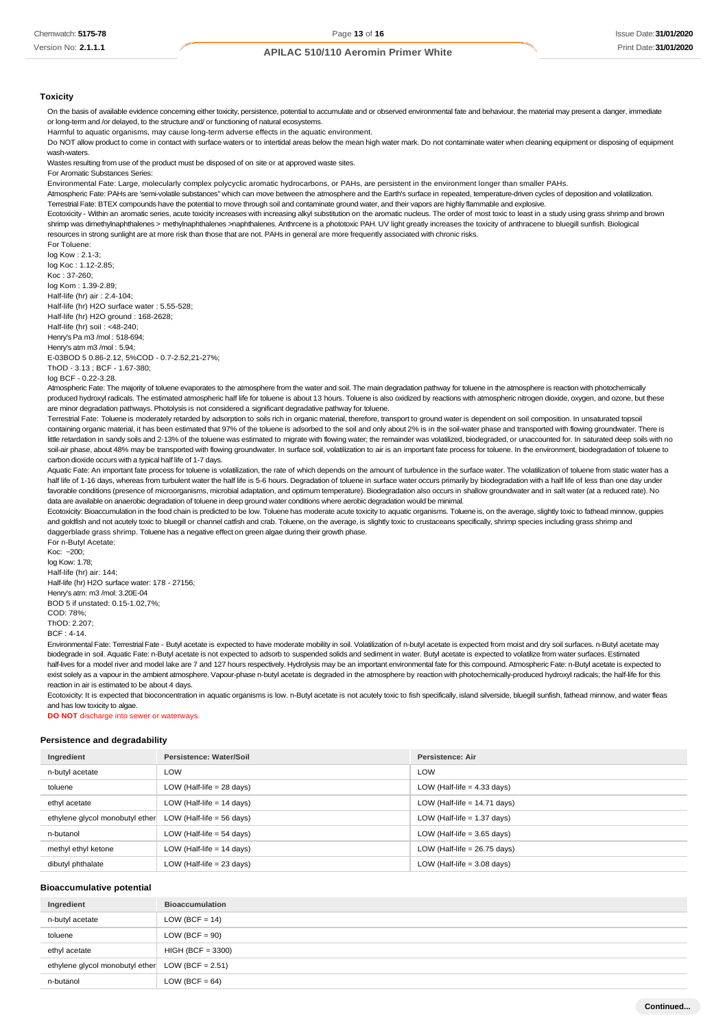### Toxicity

On the basis of available evidence concerning either toxicity, persistence, potential to accumulate and or observed environmental fate and behaviour, the material may present a danger, immediate or long-term and /or delayed, to the structure and/ or functioning of natural ecosystems.

Harmful to aquatic organisms, may cause long-term adverse effects in the aquatic environment.

Do NOT allow product to come in contact with surface waters or to intertidal areas below the mean high water mark. Do not contaminate water when cleaning equipment or disposing of equipment wash-waters.

Wastes resulting from use of the product must be disposed of on site or at approved waste sites.

For Aromatic Substances Series:

Environmental Fate: Large, molecularly complex polycyclic aromatic hydrocarbons, or PAHs, are persistent in the environment longer than smaller PAHs.

Atmospheric Fate: PAHs are 'semi-volatile substances" which can move between the atmosphere and the Earth's surface in repeated, temperature-driven cycles of deposition and volatilization.

Terrestrial Fate: BTEX compounds have the potential to move through soil and contaminate ground water, and their vapors are highly flammable and explosive.

Ecotoxicity - Within an aromatic series, acute toxicity increases with increasing alkyl substitution on the aromatic nucleus. The order of most toxic to least in a study using grass shrimp and brown shrimp was dimethylnaphthalenes > methylnaphthalenes >naphthalenes. Anthrcene is a phototoxic PAH. UV light greatly increases the toxicity of anthracene to bluegill sunfish. Biological resources in strong sunlight are at more risk than those that are not. PAHs in general are more frequently associated with chronic risks.

For Toluene:

log Kow : 2.1-3;

log Koc : 1.12-2.85;

Koc : 37-260;

log Kom : 1.39-2.89;

Half-life (hr) air : 2.4-104;

Half-life (hr) H2O surface water : 5.55-528;

Half-life (hr) H2O ground : 168-2628;

Half-life (hr) soil : <48-240;

Henry's Pa m3 /mol : 518-694;

Henry's atm m3 /mol : 5.94;

E-03BOD 5 0.86-2.12, 5%COD - 0.7-2.52,21-27%;

ThOD - 3.13 ; BCF - 1.67-380;

log BCF - 0.22-3.28.

Atmospheric Fate: The majority of toluene evaporates to the atmosphere from the water and soil. The main degradation pathway for toluene in the atmosphere is reaction with photochemically produced hydroxyl radicals. The estimated atmospheric half life for toluene is about 13 hours. Toluene is also oxidized by reactions with atmospheric nitrogen dioxide, oxygen, and ozone, but these are minor degradation pathways. Photolysis is not considered a significant degradative pathway for toluene.

Terrestrial Fate: Toluene is moderately retarded by adsorption to soils rich in organic material, therefore, transport to ground water is dependent on soil composition. In unsaturated topsoil containing organic material, it has been estimated that 97% of the toluene is adsorbed to the soil and only about 2% is in the soil-water phase and transported with flowing groundwater. There is little retardation in sandy soils and 2-13% of the toluene was estimated to migrate with flowing water; the remainder was volatilized, biodegraded, or unaccounted for. In saturated deep soils with no soil-air phase, about 48% may be transported with flowing groundwater. In surface soil, volatilization to air is an important fate process for toluene. In the environment, biodegradation of toluene to carbon dioxide occurs with a typical half life of 1-7 days.

Aquatic Fate: An important fate process for toluene is volatilization, the rate of which depends on the amount of turbulence in the surface water. The volatilization of toluene from static water has a half life of 1-16 days, whereas from turbulent water the half life is 5-6 hours. Degradation of toluene in surface water occurs primarily by biodegradation with a half life of less than one day under favorable conditions (presence of microorganisms, microbial adaptation, and optimum temperature). Biodegradation also occurs in shallow groundwater and in salt water (at a reduced rate). No data are available on anaerobic degradation of toluene in deep ground water conditions where aerobic degradation would be minimal.

Ecotoxicity: Bioaccumulation in the food chain is predicted to be low. Toluene has moderate acute toxicity to aquatic organisms. Toluene is, on the average, slightly toxic to fathead minnow, guppies and goldfish and not acutely toxic to bluegill or channel catfish and crab. Toluene, on the average, is slightly toxic to crustaceans specifically, shrimp species including grass shrimp and daggerblade grass shrimp. Toluene has a negative effect on green algae during their growth phase.

For n-Butyl Acetate:

Koc: ~200;

log Kow: 1.78;

Half-life (hr) air: 144;

Half-life (hr) H2O surface water: 178 - 27156;

Henry's atm: m3 /mol: 3.20E-04

BOD 5 if unstated: 0.15-1.02,7%;

COD: 78%;

ThOD: 2.207;

BCF : 4-14.

Environmental Fate: Terrestrial Fate - Butyl acetate is expected to have moderate mobility in soil. Volatilization of n-butyl acetate is expected from moist and dry soil surfaces. n-Butyl acetate may biodegrade in soil. Aquatic Fate: n-Butyl acetate is not expected to adsorb to suspended solids and sediment in water. Butyl acetate is expected to volatilize from water surfaces. Estimated half-lives for a model river and model lake are 7 and 127 hours respectively. Hydrolysis may be an important environmental fate for this compound. Atmospheric Fate: n-Butyl acetate is expected to exist solely as a vapour in the ambient atmosphere. Vapour-phase n-butyl acetate is degraded in the atmosphere by reaction with photochemically-produced hydroxyl radicals; the half-life for this reaction in air is estimated to be about 4 days.

Ecotoxicity: It is expected that bioconcentration in aquatic organisms is low. n-Butyl acetate is not acutely toxic to fish specifically, island silverside, bluegill sunfish, fathead minnow, and water fleas and has low toxicity to algae.

**DO NOT** discharge into sewer or waterways.

### Persistence and degradability

| Ingredient | Persistence: Water/Soil | Persistence: Air |
|---|---|---|
| n-butyl acetate | LOW | LOW |
| toluene | LOW (Half-life = 28 days) | LOW (Half-life = 4.33 days) |
| ethyl acetate | LOW (Half-life = 14 days) | LOW (Half-life = 14.71 days) |
| ethylene glycol monobutyl ether | LOW (Half-life = 56 days) | LOW (Half-life = 1.37 days) |
| n-butanol | LOW (Half-life = 54 days) | LOW (Half-life = 3.65 days) |
| methyl ethyl ketone | LOW (Half-life = 14 days) | LOW (Half-life = 26.75 days) |
| dibutyl phthalate | LOW (Half-life = 23 days) | LOW (Half-life = 3.08 days) |

### Bioaccumulative potential

| Ingredient | Bioaccumulation |
|---|---|
| n-butyl acetate | LOW (BCF = 14) |
| toluene | LOW (BCF = 90) |
| ethyl acetate | HIGH (BCF = 3300) |
| ethylene glycol monobutyl ether | LOW (BCF = 2.51) |
| n-butanol | LOW (BCF = 64) |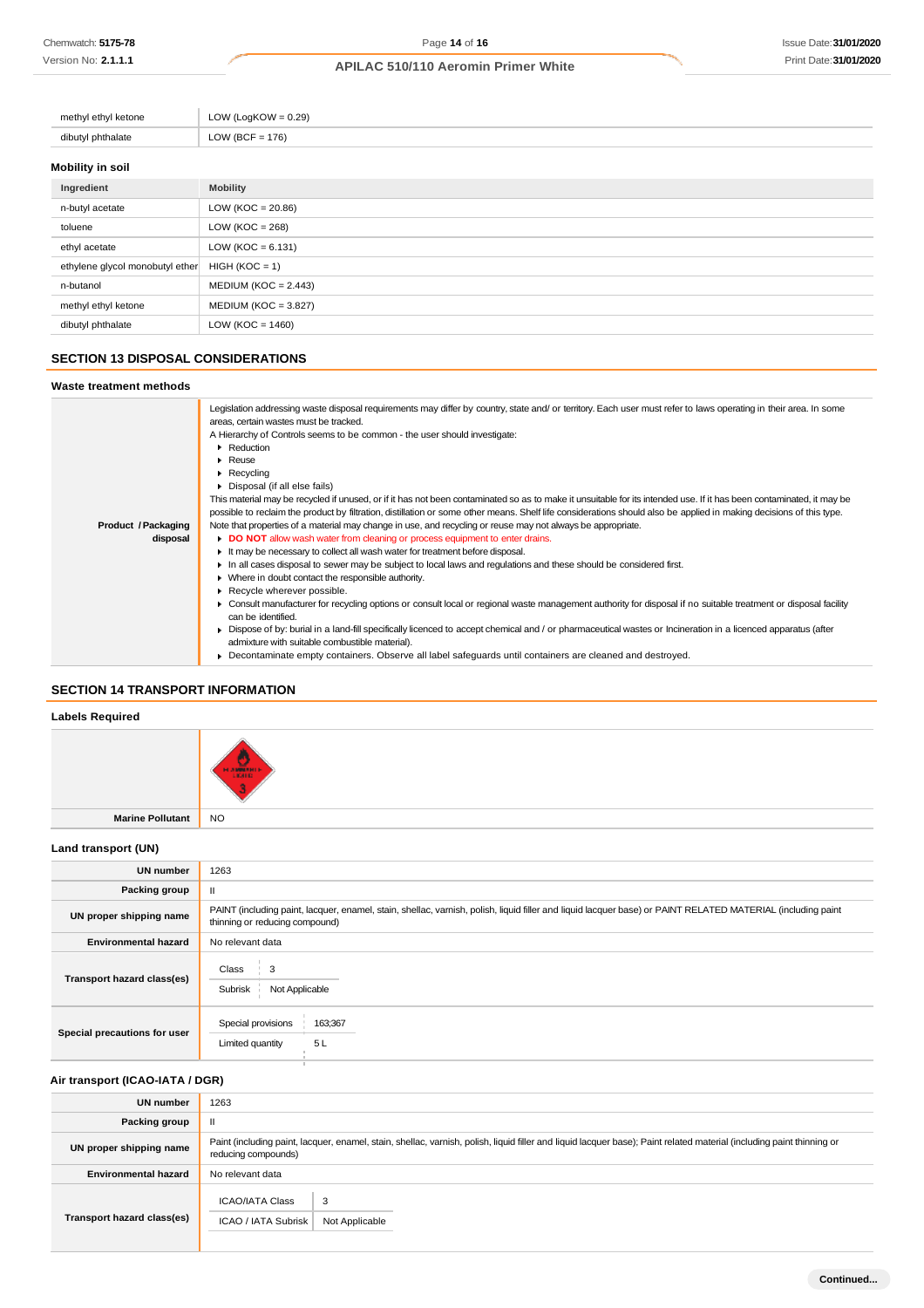| | |
|---|---|
| methyl ethyl ketone | LOW (LogKOW = 0.29) |
| dibutyl phthalate | LOW (BCF = 176) |

### Mobility in soil

| Ingredient | Mobility |
|---|---|
| n-butyl acetate | LOW (KOC = 20.86) |
| toluene | LOW (KOC = 268) |
| ethyl acetate | LOW (KOC = 6.131) |
| ethylene glycol monobutyl ether | HIGH (KOC = 1) |
| n-butanol | MEDIUM (KOC = 2.443) |
| methyl ethyl ketone | MEDIUM (KOC = 3.827) |
| dibutyl phthalate | LOW (KOC = 1460) |

## SECTION 13 DISPOSAL CONSIDERATIONS

### Waste treatment methods

| | |
|---|---|
| **Product / Packaging disposal** | Legislation addressing waste disposal requirements may differ by country, state and/ or territory. Each user must refer to laws operating in their area. In some areas, certain wastes must be tracked.<br>A Hierarchy of Controls seems to be common - the user should investigate:<br>▶ Reduction<br>▶ Reuse<br>▶ Recycling<br>▶ Disposal (if all else fails)<br>This material may be recycled if unused, or if it has not been contaminated so as to make it unsuitable for its intended use. If it has been contaminated, it may be possible to reclaim the product by filtration, distillation or some other means. Shelf life considerations should also be applied in making decisions of this type. Note that properties of a material may change in use, and recycling or reuse may not always be appropriate.<br>▶ **DO NOT** allow wash water from cleaning or process equipment to enter drains.<br>▶ It may be necessary to collect all wash water for treatment before disposal.<br>▶ In all cases disposal to sewer may be subject to local laws and regulations and these should be considered first.<br>▶ Where in doubt contact the responsible authority.<br>▶ Recycle wherever possible.<br>▶ Consult manufacturer for recycling options or consult local or regional waste management authority for disposal if no suitable treatment or disposal facility can be identified.<br>▶ Dispose of by: burial in a land-fill specifically licenced to accept chemical and / or pharmaceutical wastes or Incineration in a licenced apparatus (after admixture with suitable combustible material).<br>▶ Decontaminate empty containers. Observe all label safeguards until containers are cleaned and destroyed. |

## SECTION 14 TRANSPORT INFORMATION

### Labels Required

| | |
|---|---|
| | FLAMMABLE LIQUID 3 |
| **Marine Pollutant** | NO |

### Land transport (UN)

| | |
|---|---|
| **UN number** | 1263 |
| **Packing group** | II |
| **UN proper shipping name** | PAINT (including paint, lacquer, enamel, stain, shellac, varnish, polish, liquid filler and liquid lacquer base) or PAINT RELATED MATERIAL (including paint thinning or reducing compound) |
| **Environmental hazard** | No relevant data |
| **Transport hazard class(es)** | Class: 3<br>Subrisk: Not Applicable |
| **Special precautions for user** | Special provisions: 163;367<br>Limited quantity: 5 L |

### Air transport (ICAO-IATA / DGR)

| | |
|---|---|
| **UN number** | 1263 |
| **Packing group** | II |
| **UN proper shipping name** | Paint (including paint, lacquer, enamel, stain, shellac, varnish, polish, liquid filler and liquid lacquer base); Paint related material (including paint thinning or reducing compounds) |
| **Environmental hazard** | No relevant data |
| **Transport hazard class(es)** | ICAO/IATA Class: 3<br>ICAO / IATA Subrisk: Not Applicable |

Continued...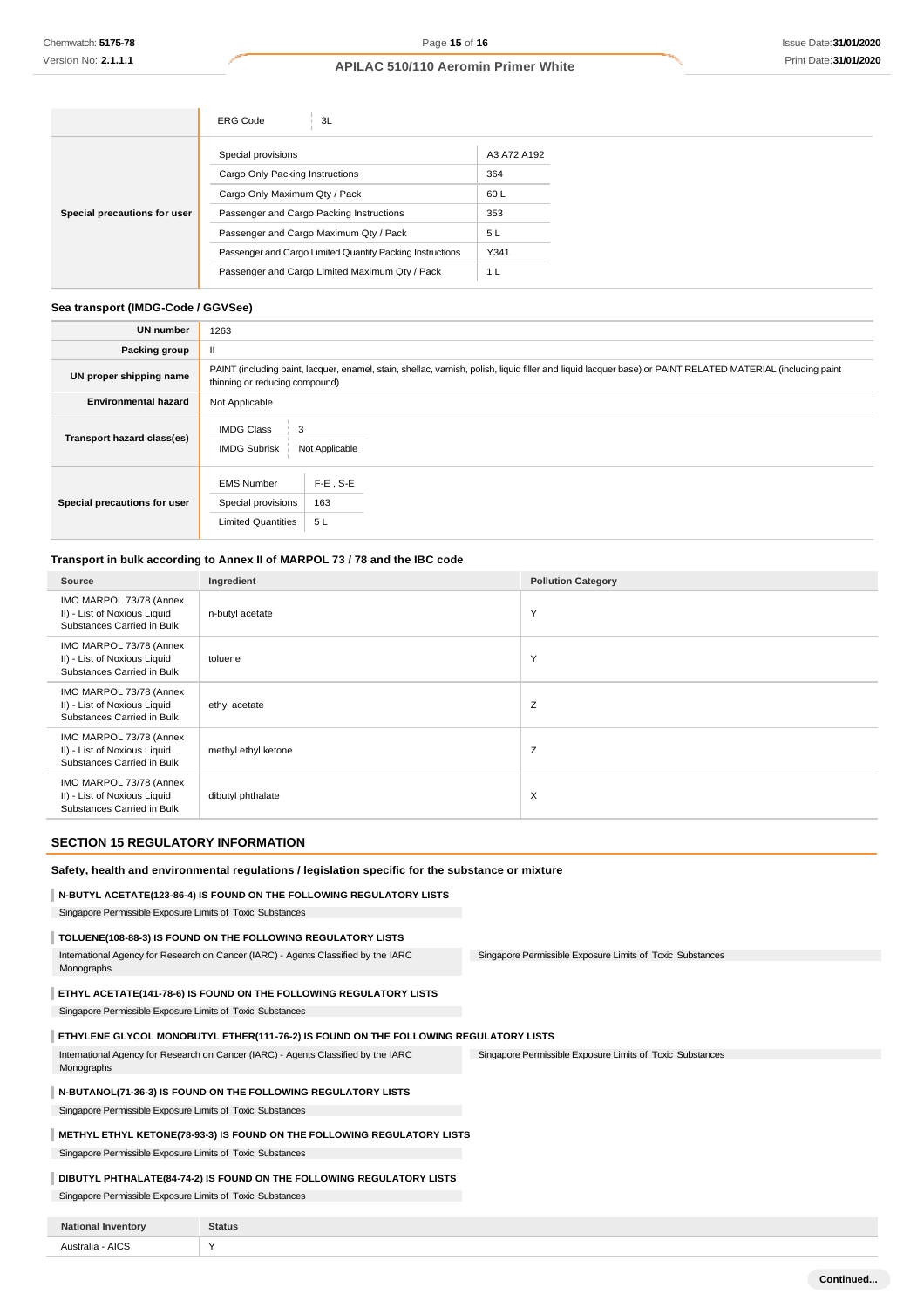| | | |
|---|---|---|
| | ERG Code | 3L |
| Special precautions for user | Special provisions | A3 A72 A192 |
| | Cargo Only Packing Instructions | 364 |
| | Cargo Only Maximum Qty / Pack | 60 L |
| | Passenger and Cargo Packing Instructions | 353 |
| | Passenger and Cargo Maximum Qty / Pack | 5 L |
| | Passenger and Cargo Limited Quantity Packing Instructions | Y341 |
| | Passenger and Cargo Limited Maximum Qty / Pack | 1 L |

### Sea transport (IMDG-Code / GGVSee)

| | |
|---|---|
| UN number | 1263 |
| Packing group | II |
| UN proper shipping name | PAINT (including paint, lacquer, enamel, stain, shellac, varnish, polish, liquid filler and liquid lacquer base) or PAINT RELATED MATERIAL (including paint thinning or reducing compound) |
| Environmental hazard | Not Applicable |
| Transport hazard class(es) | IMDG Class: 3<br>IMDG Subrisk: Not Applicable |
| Special precautions for user | EMS Number: F-E , S-E<br>Special provisions: 163<br>Limited Quantities: 5 L |

### Transport in bulk according to Annex II of MARPOL 73 / 78 and the IBC code

| Source | Ingredient | Pollution Category |
|---|---|---|
| IMO MARPOL 73/78 (Annex II) - List of Noxious Liquid Substances Carried in Bulk | n-butyl acetate | Y |
| IMO MARPOL 73/78 (Annex II) - List of Noxious Liquid Substances Carried in Bulk | toluene | Y |
| IMO MARPOL 73/78 (Annex II) - List of Noxious Liquid Substances Carried in Bulk | ethyl acetate | Z |
| IMO MARPOL 73/78 (Annex II) - List of Noxious Liquid Substances Carried in Bulk | methyl ethyl ketone | Z |
| IMO MARPOL 73/78 (Annex II) - List of Noxious Liquid Substances Carried in Bulk | dibutyl phthalate | X |

## SECTION 15 REGULATORY INFORMATION

### Safety, health and environmental regulations / legislation specific for the substance or mixture

**N-BUTYL ACETATE(123-86-4) IS FOUND ON THE FOLLOWING REGULATORY LISTS**

Singapore Permissible Exposure Limits of Toxic Substances

**TOLUENE(108-88-3) IS FOUND ON THE FOLLOWING REGULATORY LISTS**

International Agency for Research on Cancer (IARC) - Agents Classified by the IARC Monographs

Singapore Permissible Exposure Limits of Toxic Substances

**ETHYL ACETATE(141-78-6) IS FOUND ON THE FOLLOWING REGULATORY LISTS**

Singapore Permissible Exposure Limits of Toxic Substances

**ETHYLENE GLYCOL MONOBUTYL ETHER(111-76-2) IS FOUND ON THE FOLLOWING REGULATORY LISTS**

International Agency for Research on Cancer (IARC) - Agents Classified by the IARC Monographs

Singapore Permissible Exposure Limits of Toxic Substances

**N-BUTANOL(71-36-3) IS FOUND ON THE FOLLOWING REGULATORY LISTS**

Singapore Permissible Exposure Limits of Toxic Substances

**METHYL ETHYL KETONE(78-93-3) IS FOUND ON THE FOLLOWING REGULATORY LISTS**

Singapore Permissible Exposure Limits of Toxic Substances

**DIBUTYL PHTHALATE(84-74-2) IS FOUND ON THE FOLLOWING REGULATORY LISTS**

Singapore Permissible Exposure Limits of Toxic Substances

| National Inventory | Status |
|---|---|
| Australia - AICS | Y |

Continued...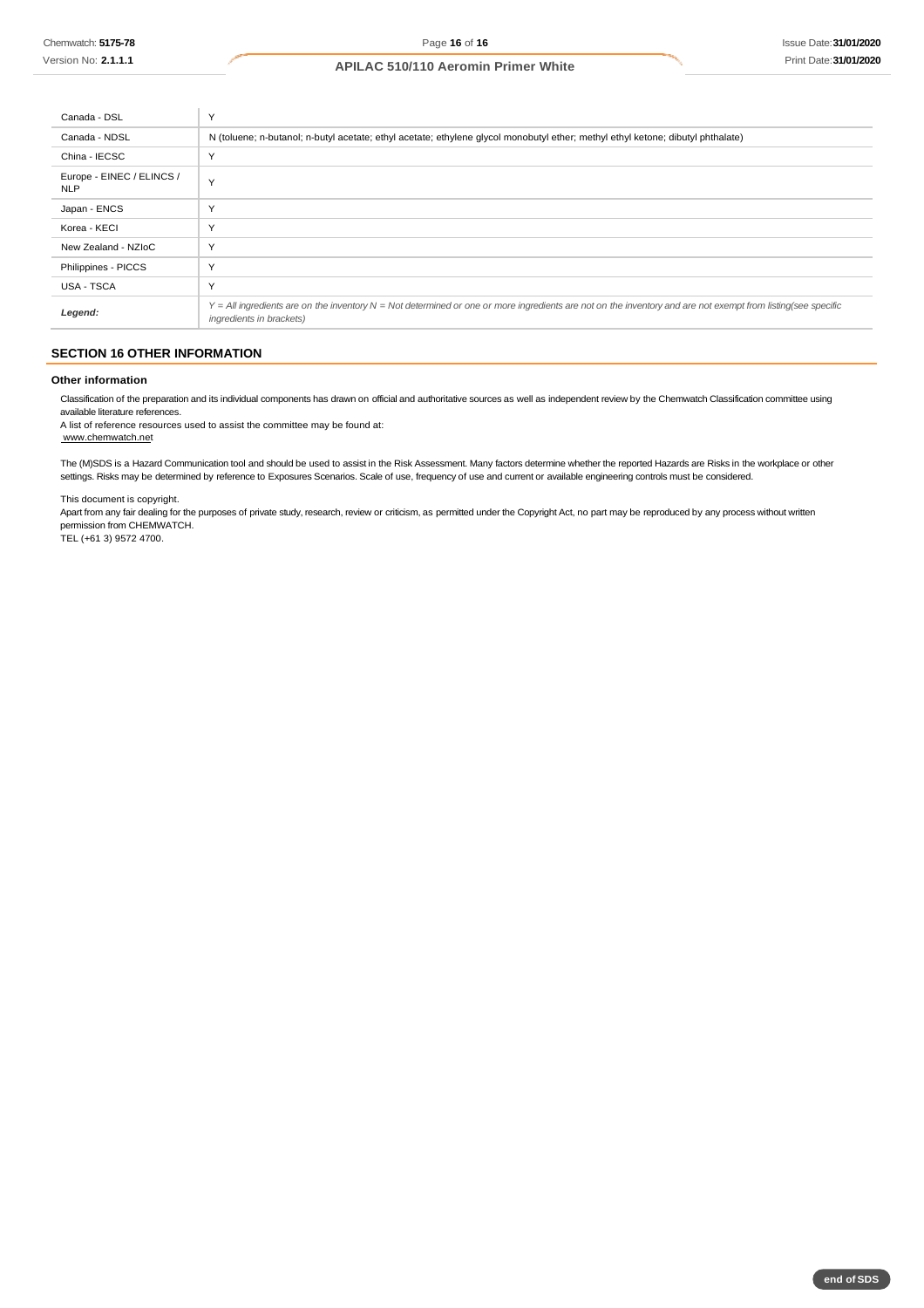| | |
|---|---|
| Canada - DSL | Y |
| Canada - NDSL | N (toluene; n-butanol; n-butyl acetate; ethyl acetate; ethylene glycol monobutyl ether; methyl ethyl ketone; dibutyl phthalate) |
| China - IECSC | Y |
| Europe - EINEC / ELINCS / NLP | Y |
| Japan - ENCS | Y |
| Korea - KECI | Y |
| New Zealand - NZIoC | Y |
| Philippines - PICCS | Y |
| USA - TSCA | Y |
| ***Legend:*** | *Y = All ingredients are on the inventory N = Not determined or one or more ingredients are not on the inventory and are not exempt from listing(see specific ingredients in brackets)* |

## SECTION 16 OTHER INFORMATION

### Other information

Classification of the preparation and its individual components has drawn on official and authoritative sources as well as independent review by the Chemwatch Classification committee using available literature references.
A list of reference resources used to assist the committee may be found at:
www.chemwatch.net

The (M)SDS is a Hazard Communication tool and should be used to assist in the Risk Assessment. Many factors determine whether the reported Hazards are Risks in the workplace or other settings. Risks may be determined by reference to Exposures Scenarios. Scale of use, frequency of use and current or available engineering controls must be considered.

This document is copyright.
Apart from any fair dealing for the purposes of private study, research, review or criticism, as permitted under the Copyright Act, no part may be reproduced by any process without written permission from CHEMWATCH.
TEL (+61 3) 9572 4700.

**end of SDS**